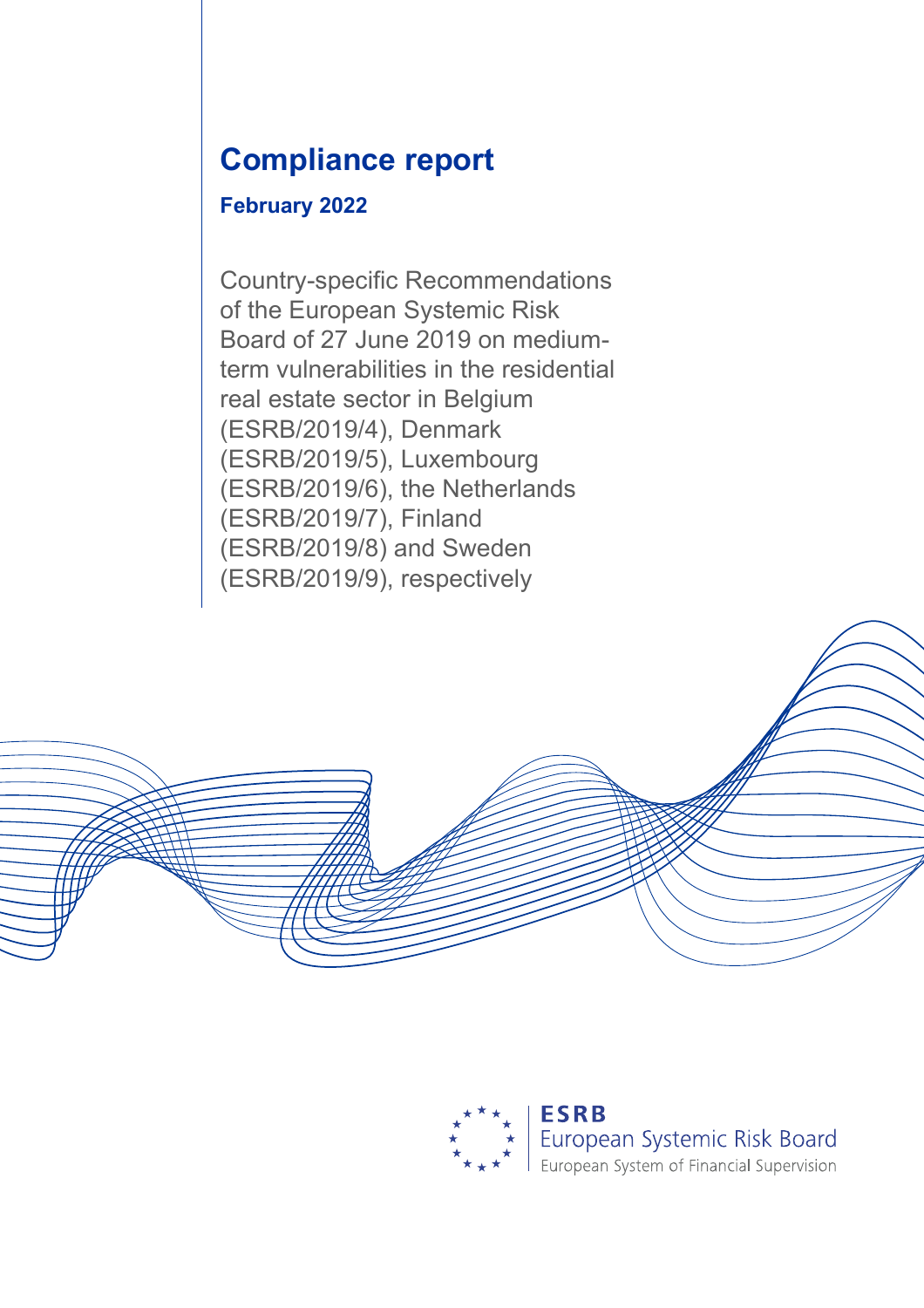# Compliance report

**February 2022**

Country-specific Recommendations of the European Systemic Risk Board of 27 June 2019 on medium-term vulnerabilities in the residential real estate sector in Belgium (ESRB/2019/4), Denmark (ESRB/2019/5), Luxembourg (ESRB/2019/6), the Netherlands (ESRB/2019/7), Finland (ESRB/2019/8) and Sweden (ESRB/2019/9), respectively

**ESRB**
European Systemic Risk Board
European System of Financial Supervision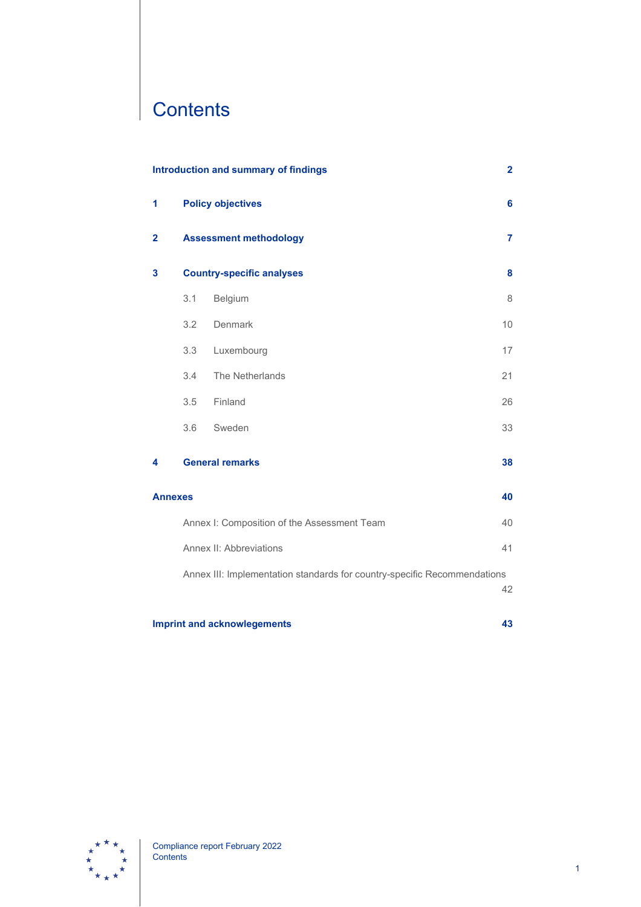# Contents

| | | |
|---|---|---|
| **Introduction and summary of findings** | | **2** |
| **1** | **Policy objectives** | **6** |
| **2** | **Assessment methodology** | **7** |
| **3** | **Country-specific analyses** | **8** |
| | 3.1 Belgium | 8 |
| | 3.2 Denmark | 10 |
| | 3.3 Luxembourg | 17 |
| | 3.4 The Netherlands | 21 |
| | 3.5 Finland | 26 |
| | 3.6 Sweden | 33 |
| **4** | **General remarks** | **38** |
| **Annexes** | | **40** |
| | Annex I: Composition of the Assessment Team | 40 |
| | Annex II: Abbreviations | 41 |
| | Annex III: Implementation standards for country-specific Recommendations | 42 |
| **Imprint and acknowlegements** | | **43** |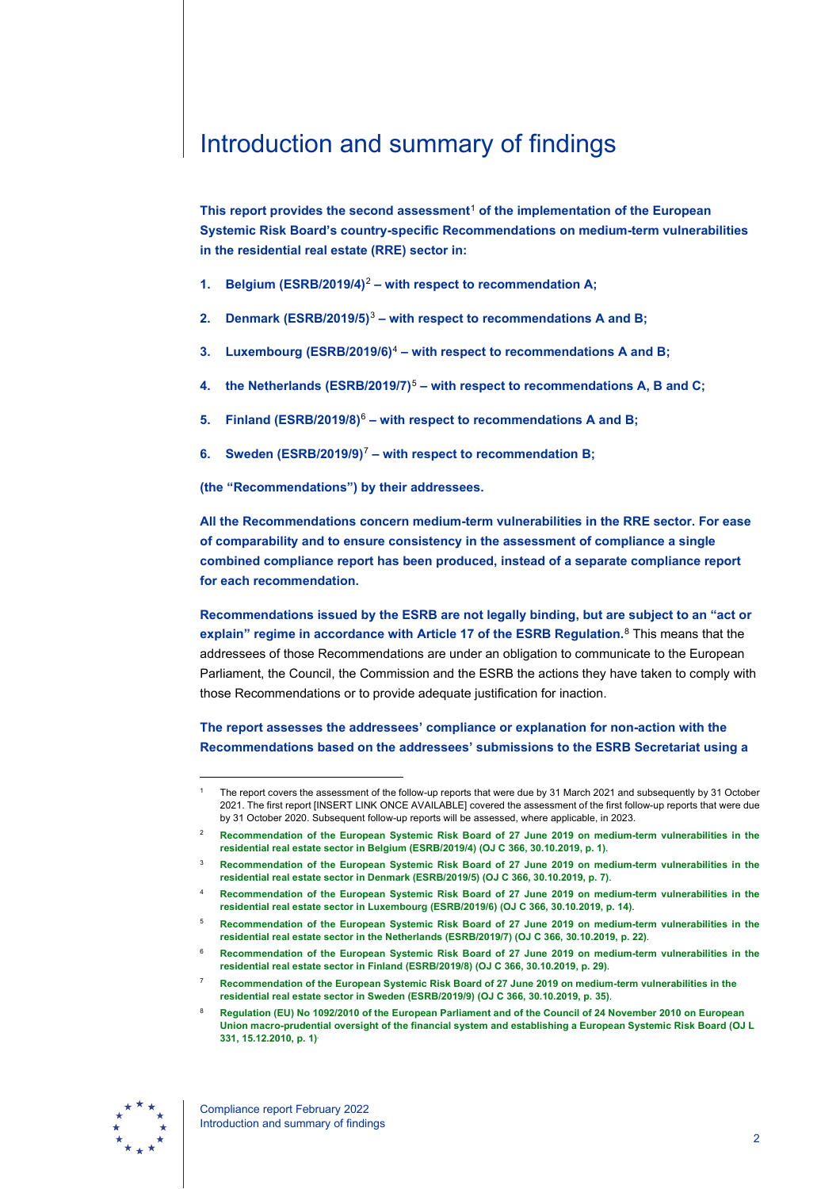# Introduction and summary of findings

**This report provides the second assessment[1] of the implementation of the European Systemic Risk Board's country-specific Recommendations on medium-term vulnerabilities in the residential real estate (RRE) sector in:**

1. **Belgium (ESRB/2019/4)[2] – with respect to recommendation A;**
2. **Denmark (ESRB/2019/5)[3] – with respect to recommendations A and B;**
3. **Luxembourg (ESRB/2019/6)[4] – with respect to recommendations A and B;**
4. **the Netherlands (ESRB/2019/7)[5] – with respect to recommendations A, B and C;**
5. **Finland (ESRB/2019/8)[6] – with respect to recommendations A and B;**
6. **Sweden (ESRB/2019/9)[7] – with respect to recommendation B;**

**(the "Recommendations") by their addressees.**

**All the Recommendations concern medium-term vulnerabilities in the RRE sector. For ease of comparability and to ensure consistency in the assessment of compliance a single combined compliance report has been produced, instead of a separate compliance report for each recommendation.**

**Recommendations issued by the ESRB are not legally binding, but are subject to an "act or explain" regime in accordance with Article 17 of the ESRB Regulation.[8]** This means that the addressees of those Recommendations are under an obligation to communicate to the European Parliament, the Council, the Commission and the ESRB the actions they have taken to comply with those Recommendations or to provide adequate justification for inaction.

**The report assesses the addressees' compliance or explanation for non-action with the Recommendations based on the addressees' submissions to the ESRB Secretariat using a**

---

[1] The report covers the assessment of the follow-up reports that were due by 31 March 2021 and subsequently by 31 October 2021. The first report [INSERT LINK ONCE AVAILABLE] covered the assessment of the first follow-up reports that were due by 31 October 2020. Subsequent follow-up reports will be assessed, where applicable, in 2023.

[2] **Recommendation of the European Systemic Risk Board of 27 June 2019 on medium-term vulnerabilities in the residential real estate sector in Belgium (ESRB/2019/4) (OJ C 366, 30.10.2019, p. 1).**

[3] **Recommendation of the European Systemic Risk Board of 27 June 2019 on medium-term vulnerabilities in the residential real estate sector in Denmark (ESRB/2019/5) (OJ C 366, 30.10.2019, p. 7).**

[4] **Recommendation of the European Systemic Risk Board of 27 June 2019 on medium-term vulnerabilities in the residential real estate sector in Luxembourg (ESRB/2019/6) (OJ C 366, 30.10.2019, p. 14).**

[5] **Recommendation of the European Systemic Risk Board of 27 June 2019 on medium-term vulnerabilities in the residential real estate sector in the Netherlands (ESRB/2019/7) (OJ C 366, 30.10.2019, p. 22).**

[6] **Recommendation of the European Systemic Risk Board of 27 June 2019 on medium-term vulnerabilities in the residential real estate sector in Finland (ESRB/2019/8) (OJ C 366, 30.10.2019, p. 29).**

[7] **Recommendation of the European Systemic Risk Board of 27 June 2019 on medium-term vulnerabilities in the residential real estate sector in Sweden (ESRB/2019/9) (OJ C 366, 30.10.2019, p. 35).**

[8] **Regulation (EU) No 1092/2010 of the European Parliament and of the Council of 24 November 2010 on European Union macro-prudential oversight of the financial system and establishing a European Systemic Risk Board (OJ L 331, 15.12.2010, p. 1).**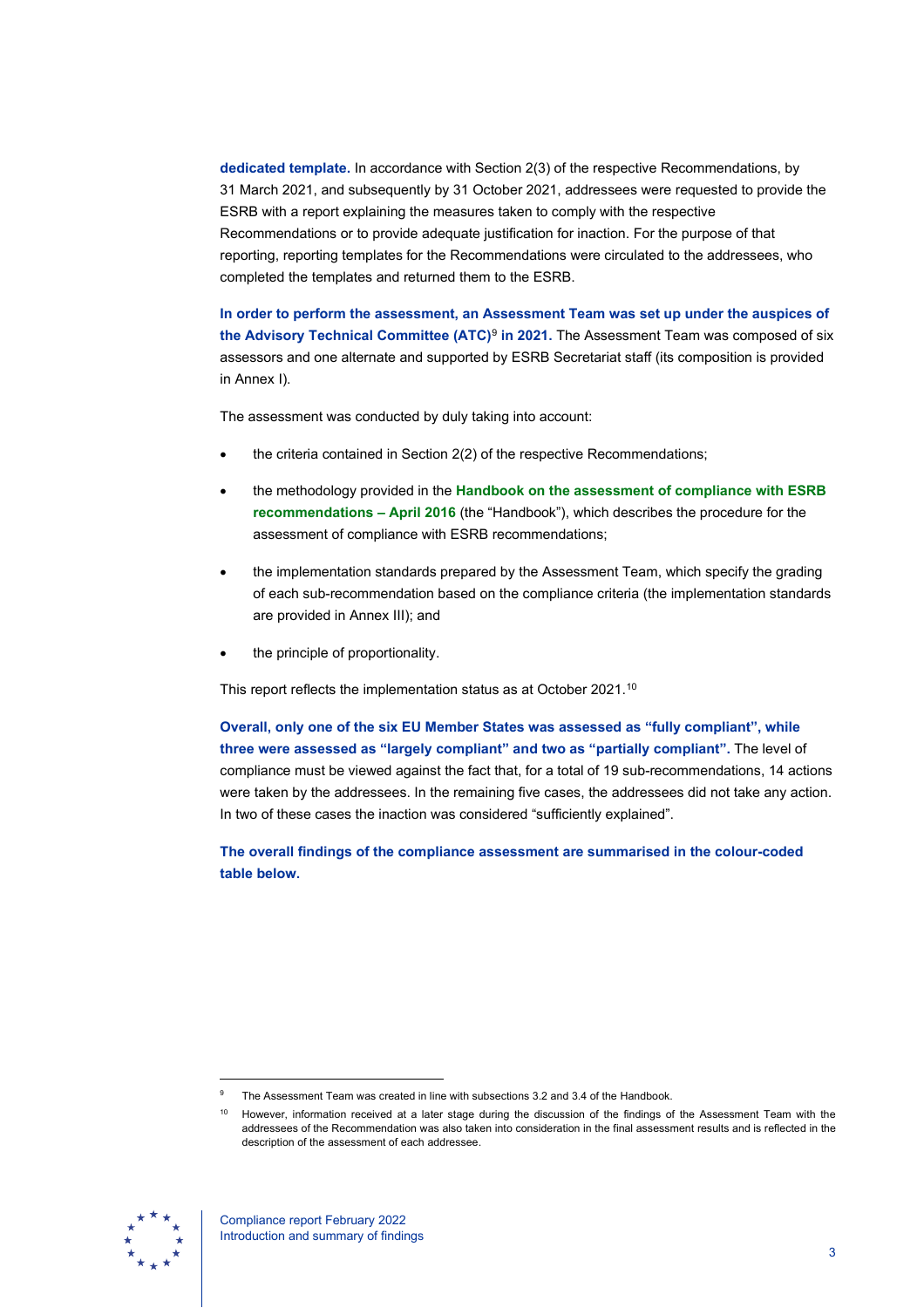**dedicated template.** In accordance with Section 2(3) of the respective Recommendations, by 31 March 2021, and subsequently by 31 October 2021, addressees were requested to provide the ESRB with a report explaining the measures taken to comply with the respective Recommendations or to provide adequate justification for inaction. For the purpose of that reporting, reporting templates for the Recommendations were circulated to the addressees, who completed the templates and returned them to the ESRB.

**In order to perform the assessment, an Assessment Team was set up under the auspices of the Advisory Technical Committee (ATC)[9] in 2021.** The Assessment Team was composed of six assessors and one alternate and supported by ESRB Secretariat staff (its composition is provided in Annex I).

The assessment was conducted by duly taking into account:

- the criteria contained in Section 2(2) of the respective Recommendations;
- the methodology provided in the **Handbook on the assessment of compliance with ESRB recommendations – April 2016** (the "Handbook"), which describes the procedure for the assessment of compliance with ESRB recommendations;
- the implementation standards prepared by the Assessment Team, which specify the grading of each sub-recommendation based on the compliance criteria (the implementation standards are provided in Annex III); and
- the principle of proportionality.

This report reflects the implementation status as at October 2021.[10]

**Overall, only one of the six EU Member States was assessed as "fully compliant", while three were assessed as "largely compliant" and two as "partially compliant".** The level of compliance must be viewed against the fact that, for a total of 19 sub-recommendations, 14 actions were taken by the addressees. In the remaining five cases, the addressees did not take any action. In two of these cases the inaction was considered "sufficiently explained".

**The overall findings of the compliance assessment are summarised in the colour-coded table below.**

---

[9] The Assessment Team was created in line with subsections 3.2 and 3.4 of the Handbook.

[10] However, information received at a later stage during the discussion of the findings of the Assessment Team with the addressees of the Recommendation was also taken into consideration in the final assessment results and is reflected in the description of the assessment of each addressee.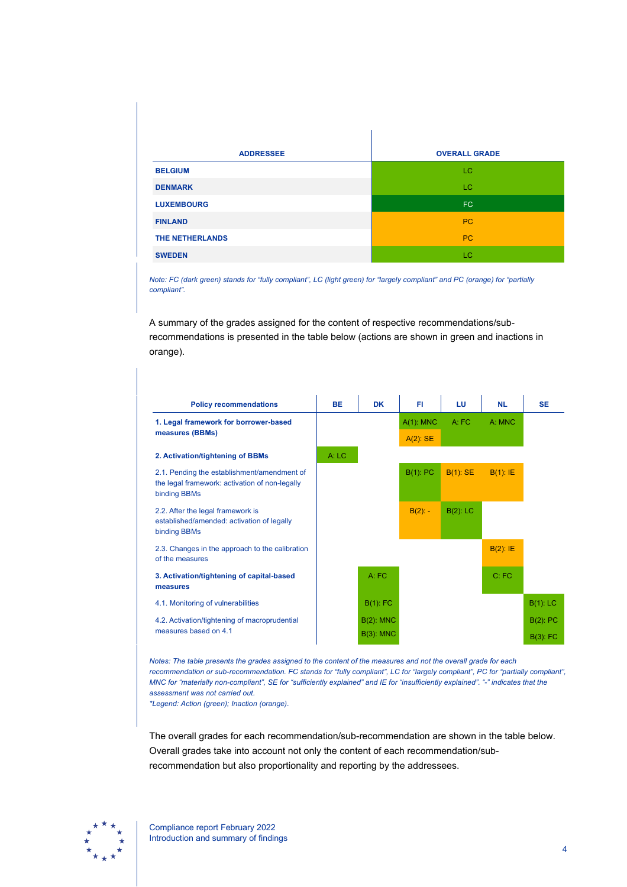| ADDRESSEE | OVERALL GRADE |
| --- | --- |
| **BELGIUM** | LC |
| **DENMARK** | LC |
| **LUXEMBOURG** | FC |
| **FINLAND** | PC |
| **THE NETHERLANDS** | PC |
| **SWEDEN** | LC |

*Note: FC (dark green) stands for "fully compliant", LC (light green) for "largely compliant" and PC (orange) for "partially compliant".*

A summary of the grades assigned for the content of respective recommendations/sub-recommendations is presented in the table below (actions are shown in green and inactions in orange).

| Policy recommendations | BE | DK | FI | LU | NL | SE |
| --- | --- | --- | --- | --- | --- | --- |
| **1. Legal framework for borrower-based measures (BBMs)** | | | A(1): MNC<br>A(2): SE | A: FC | A: MNC | |
| **2. Activation/tightening of BBMs** | A: LC | | | | | |
| 2.1. Pending the establishment/amendment of the legal framework: activation of non-legally binding BBMs | | | B(1): PC | B(1): SE | B(1): IE | |
| 2.2. After the legal framework is established/amended: activation of legally binding BBMs | | | B(2): - | B(2): LC | | |
| 2.3. Changes in the approach to the calibration of the measures | | | | | B(2): IE | |
| **3. Activation/tightening of capital-based measures** | | A: FC | | | C: FC | |
| 4.1. Monitoring of vulnerabilities | | B(1): FC | | | | B(1): LC |
| 4.2. Activation/tightening of macroprudential measures based on 4.1 | | B(2): MNC<br>B(3): MNC | | | | B(2): PC<br>B(3): FC |

*Notes: The table presents the grades assigned to the content of the measures and not the overall grade for each recommendation or sub-recommendation. FC stands for "fully compliant", LC for "largely compliant", PC for "partially compliant", MNC for "materially non-compliant", SE for "sufficiently explained" and IE for "insufficiently explained". "-" indicates that the assessment was not carried out.*
*\*Legend: Action (green); Inaction (orange).*

The overall grades for each recommendation/sub-recommendation are shown in the table below. Overall grades take into account not only the content of each recommendation/sub-recommendation but also proportionality and reporting by the addressees.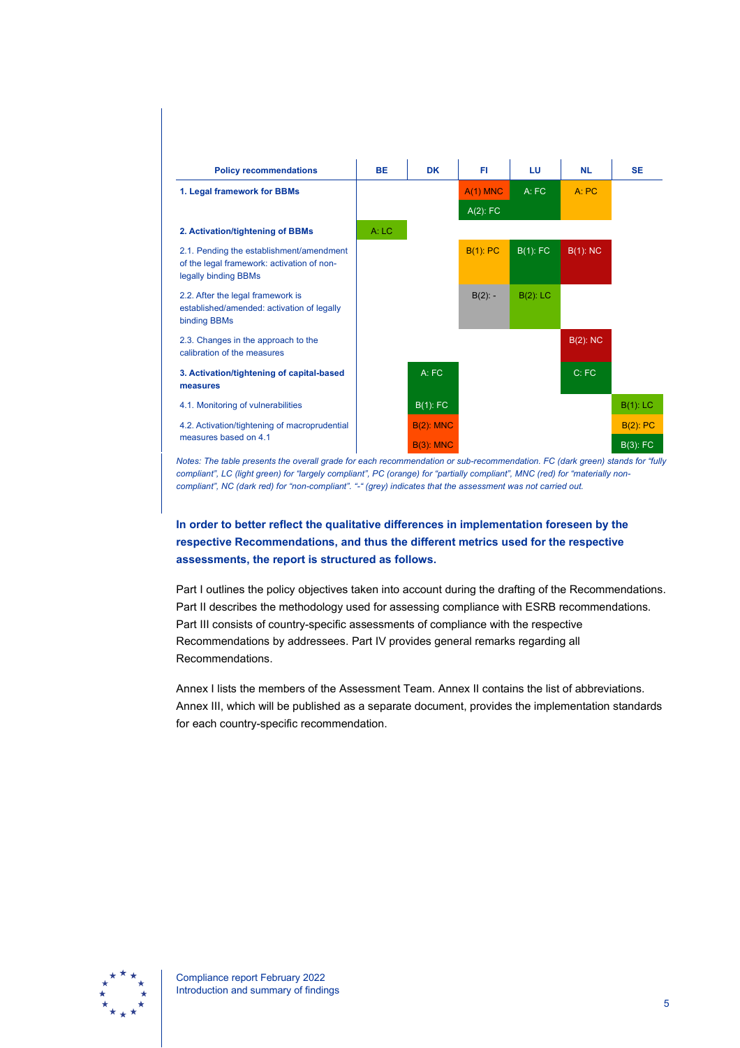| Policy recommendations | BE | DK | FI | LU | NL | SE |
|---|---|---|---|---|---|---|
| **1. Legal framework for BBMs** | | | A(1) MNC<br>A(2): FC | A: FC | A: PC | |
| **2. Activation/tightening of BBMs** | A: LC | | | | | |
| 2.1. Pending the establishment/amendment of the legal framework: activation of non-legally binding BBMs | | | B(1): PC | B(1): FC | B(1): NC | |
| 2.2. After the legal framework is established/amended: activation of legally binding BBMs | | | B(2): - | B(2): LC | | |
| 2.3. Changes in the approach to the calibration of the measures | | | | | B(2): NC | |
| **3. Activation/tightening of capital-based measures** | | A: FC | | | C: FC | |
| 4.1. Monitoring of vulnerabilities | | B(1): FC | | | | B(1): LC |
| 4.2. Activation/tightening of macroprudential measures based on 4.1 | | B(2): MNC<br>B(3): MNC | | | | B(2): PC<br>B(3): FC |

*Notes: The table presents the overall grade for each recommendation or sub-recommendation. FC (dark green) stands for "fully compliant", LC (light green) for "largely compliant", PC (orange) for "partially compliant", MNC (red) for "materially non-compliant", NC (dark red) for "non-compliant". "-" (grey) indicates that the assessment was not carried out.*

**In order to better reflect the qualitative differences in implementation foreseen by the respective Recommendations, and thus the different metrics used for the respective assessments, the report is structured as follows.**

Part I outlines the policy objectives taken into account during the drafting of the Recommendations. Part II describes the methodology used for assessing compliance with ESRB recommendations. Part III consists of country-specific assessments of compliance with the respective Recommendations by addressees. Part IV provides general remarks regarding all Recommendations.

Annex I lists the members of the Assessment Team. Annex II contains the list of abbreviations. Annex III, which will be published as a separate document, provides the implementation standards for each country-specific recommendation.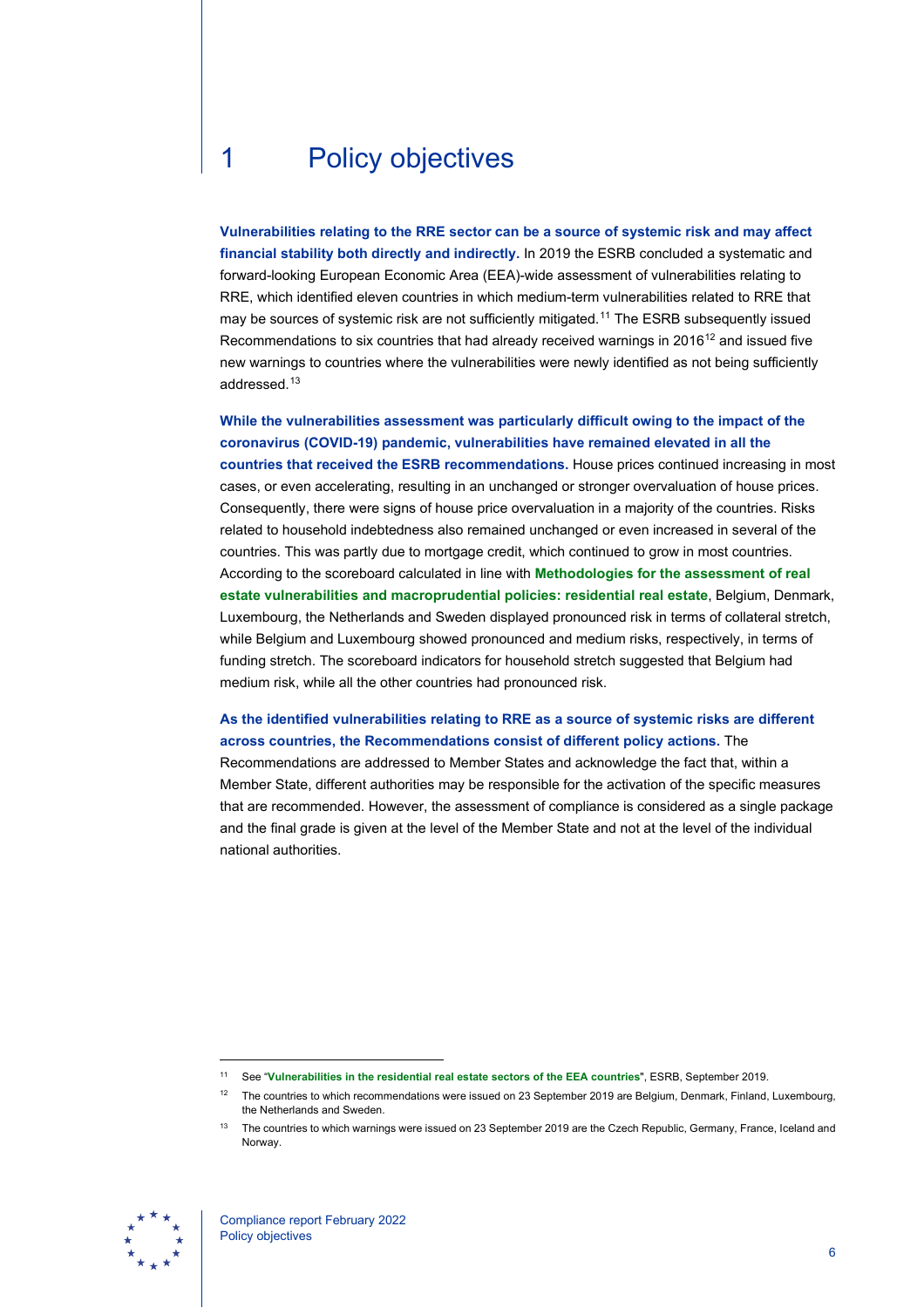# 1 Policy objectives

**Vulnerabilities relating to the RRE sector can be a source of systemic risk and may affect financial stability both directly and indirectly.** In 2019 the ESRB concluded a systematic and forward-looking European Economic Area (EEA)-wide assessment of vulnerabilities relating to RRE, which identified eleven countries in which medium-term vulnerabilities related to RRE that may be sources of systemic risk are not sufficiently mitigated.[11] The ESRB subsequently issued Recommendations to six countries that had already received warnings in 2016[12] and issued five new warnings to countries where the vulnerabilities were newly identified as not being sufficiently addressed.[13]

**While the vulnerabilities assessment was particularly difficult owing to the impact of the coronavirus (COVID-19) pandemic, vulnerabilities have remained elevated in all the countries that received the ESRB recommendations.** House prices continued increasing in most cases, or even accelerating, resulting in an unchanged or stronger overvaluation of house prices. Consequently, there were signs of house price overvaluation in a majority of the countries. Risks related to household indebtedness also remained unchanged or even increased in several of the countries. This was partly due to mortgage credit, which continued to grow in most countries. According to the scoreboard calculated in line with **Methodologies for the assessment of real estate vulnerabilities and macroprudential policies: residential real estate**, Belgium, Denmark, Luxembourg, the Netherlands and Sweden displayed pronounced risk in terms of collateral stretch, while Belgium and Luxembourg showed pronounced and medium risks, respectively, in terms of funding stretch. The scoreboard indicators for household stretch suggested that Belgium had medium risk, while all the other countries had pronounced risk.

**As the identified vulnerabilities relating to RRE as a source of systemic risks are different across countries, the Recommendations consist of different policy actions.** The Recommendations are addressed to Member States and acknowledge the fact that, within a Member State, different authorities may be responsible for the activation of the specific measures that are recommended. However, the assessment of compliance is considered as a single package and the final grade is given at the level of the Member State and not at the level of the individual national authorities.

---

[11] See "**Vulnerabilities in the residential real estate sectors of the EEA countries**", ESRB, September 2019.

[12] The countries to which recommendations were issued on 23 September 2019 are Belgium, Denmark, Finland, Luxembourg, the Netherlands and Sweden.

[13] The countries to which warnings were issued on 23 September 2019 are the Czech Republic, Germany, France, Iceland and Norway.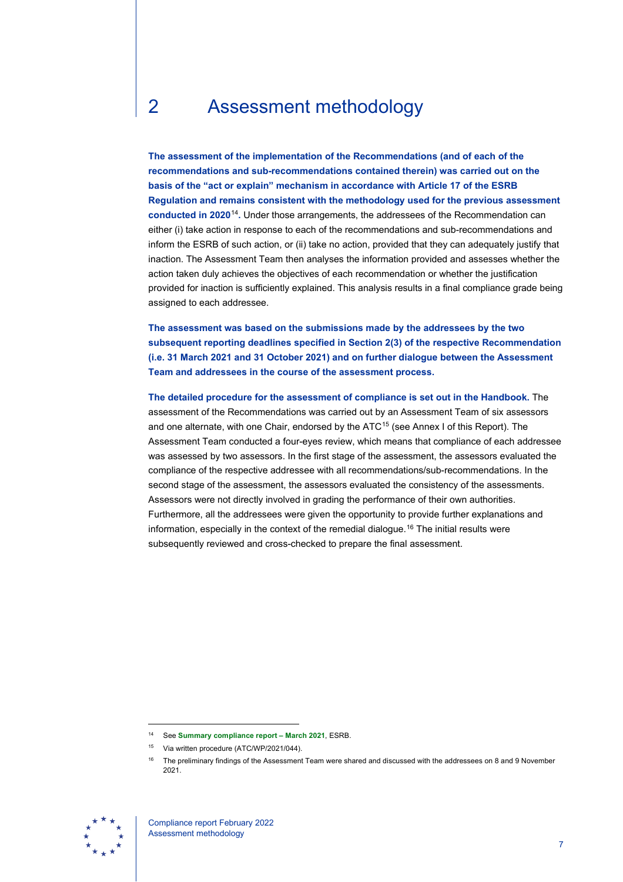# 2 Assessment methodology

**The assessment of the implementation of the Recommendations (and of each of the recommendations and sub-recommendations contained therein) was carried out on the basis of the "act or explain" mechanism in accordance with Article 17 of the ESRB Regulation and remains consistent with the methodology used for the previous assessment conducted in 2020[14].** Under those arrangements, the addressees of the Recommendation can either (i) take action in response to each of the recommendations and sub-recommendations and inform the ESRB of such action, or (ii) take no action, provided that they can adequately justify that inaction. The Assessment Team then analyses the information provided and assesses whether the action taken duly achieves the objectives of each recommendation or whether the justification provided for inaction is sufficiently explained. This analysis results in a final compliance grade being assigned to each addressee.

**The assessment was based on the submissions made by the addressees by the two subsequent reporting deadlines specified in Section 2(3) of the respective Recommendation (i.e. 31 March 2021 and 31 October 2021) and on further dialogue between the Assessment Team and addressees in the course of the assessment process.**

**The detailed procedure for the assessment of compliance is set out in the Handbook.** The assessment of the Recommendations was carried out by an Assessment Team of six assessors and one alternate, with one Chair, endorsed by the ATC[15] (see Annex I of this Report). The Assessment Team conducted a four-eyes review, which means that compliance of each addressee was assessed by two assessors. In the first stage of the assessment, the assessors evaluated the compliance of the respective addressee with all recommendations/sub-recommendations. In the second stage of the assessment, the assessors evaluated the consistency of the assessments. Assessors were not directly involved in grading the performance of their own authorities. Furthermore, all the addressees were given the opportunity to provide further explanations and information, especially in the context of the remedial dialogue.[16] The initial results were subsequently reviewed and cross-checked to prepare the final assessment.

---

[14] See **Summary compliance report – March 2021**, ESRB.

[15] Via written procedure (ATC/WP/2021/044).

[16] The preliminary findings of the Assessment Team were shared and discussed with the addressees on 8 and 9 November 2021.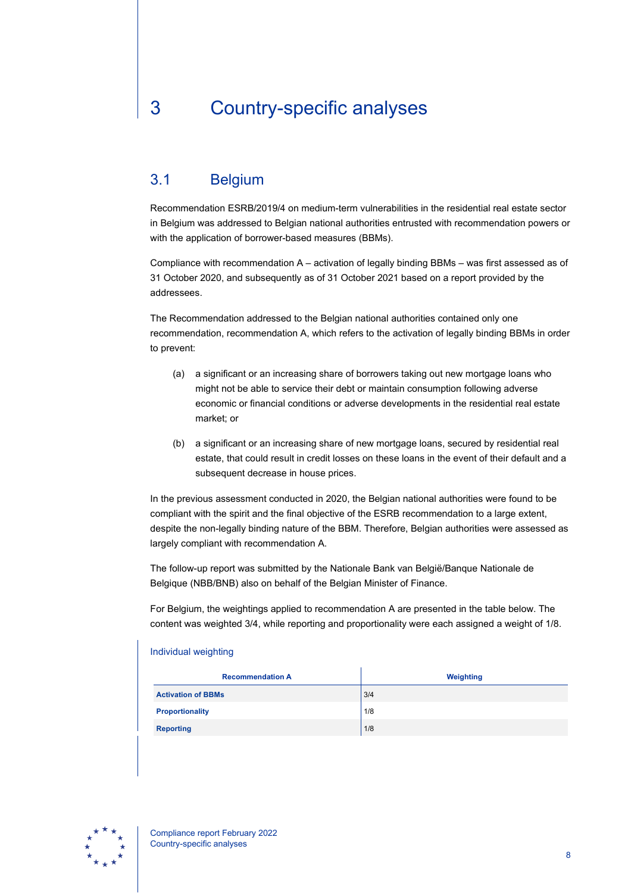# 3 Country-specific analyses

## 3.1 Belgium

Recommendation ESRB/2019/4 on medium-term vulnerabilities in the residential real estate sector in Belgium was addressed to Belgian national authorities entrusted with recommendation powers or with the application of borrower-based measures (BBMs).

Compliance with recommendation A – activation of legally binding BBMs – was first assessed as of 31 October 2020, and subsequently as of 31 October 2021 based on a report provided by the addressees.

The Recommendation addressed to the Belgian national authorities contained only one recommendation, recommendation A, which refers to the activation of legally binding BBMs in order to prevent:

(a) a significant or an increasing share of borrowers taking out new mortgage loans who might not be able to service their debt or maintain consumption following adverse economic or financial conditions or adverse developments in the residential real estate market; or

(b) a significant or an increasing share of new mortgage loans, secured by residential real estate, that could result in credit losses on these loans in the event of their default and a subsequent decrease in house prices.

In the previous assessment conducted in 2020, the Belgian national authorities were found to be compliant with the spirit and the final objective of the ESRB recommendation to a large extent, despite the non-legally binding nature of the BBM. Therefore, Belgian authorities were assessed as largely compliant with recommendation A.

The follow-up report was submitted by the Nationale Bank van België/Banque Nationale de Belgique (NBB/BNB) also on behalf of the Belgian Minister of Finance.

For Belgium, the weightings applied to recommendation A are presented in the table below. The content was weighted 3/4, while reporting and proportionality were each assigned a weight of 1/8.

Individual weighting

| Recommendation A | Weighting |
|---|---|
| **Activation of BBMs** | 3/4 |
| **Proportionality** | 1/8 |
| **Reporting** | 1/8 |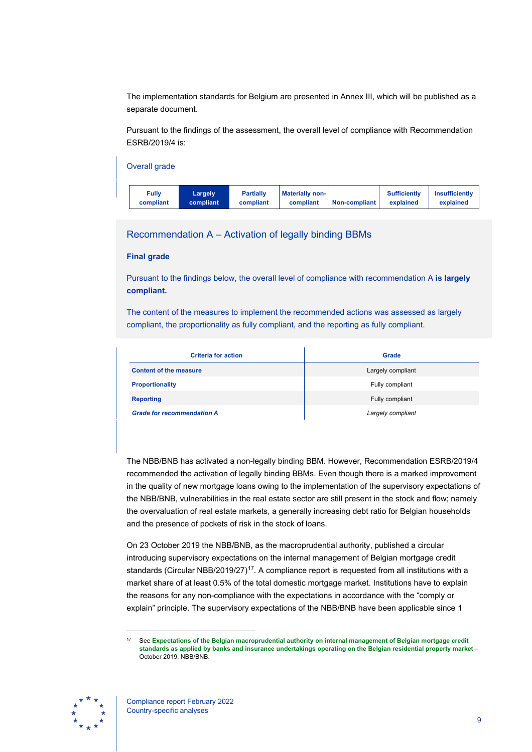The implementation standards for Belgium are presented in Annex III, which will be published as a separate document.

Pursuant to the findings of the assessment, the overall level of compliance with Recommendation ESRB/2019/4 is:

### Overall grade

| Fully compliant | **Largely compliant** | Partially compliant | Materially non-compliant | Non-compliant | Sufficiently explained | Insufficiently explained |
|---|---|---|---|---|---|---|

## Recommendation A – Activation of legally binding BBMs

### Final grade

Pursuant to the findings below, the overall level of compliance with recommendation A **is largely compliant.**

The content of the measures to implement the recommended actions was assessed as largely compliant, the proportionality as fully compliant, and the reporting as fully compliant.

| Criteria for action | Grade |
|---|---|
| **Content of the measure** | Largely compliant |
| **Proportionality** | Fully compliant |
| **Reporting** | Fully compliant |
| ***Grade for recommendation A*** | *Largely compliant* |

The NBB/BNB has activated a non-legally binding BBM. However, Recommendation ESRB/2019/4 recommended the activation of legally binding BBMs. Even though there is a marked improvement in the quality of new mortgage loans owing to the implementation of the supervisory expectations of the NBB/BNB, vulnerabilities in the real estate sector are still present in the stock and flow; namely the overvaluation of real estate markets, a generally increasing debt ratio for Belgian households and the presence of pockets of risk in the stock of loans.

On 23 October 2019 the NBB/BNB, as the macroprudential authority, published a circular introducing supervisory expectations on the internal management of Belgian mortgage credit standards (Circular NBB/2019/27)[17]. A compliance report is requested from all institutions with a market share of at least 0.5% of the total domestic mortgage market. Institutions have to explain the reasons for any non-compliance with the expectations in accordance with the "comply or explain" principle. The supervisory expectations of the NBB/BNB have been applicable since 1

[17] See **Expectations of the Belgian macroprudential authority on internal management of Belgian mortgage credit standards as applied by banks and insurance undertakings operating on the Belgian residential property market** – October 2019, NBB/BNB.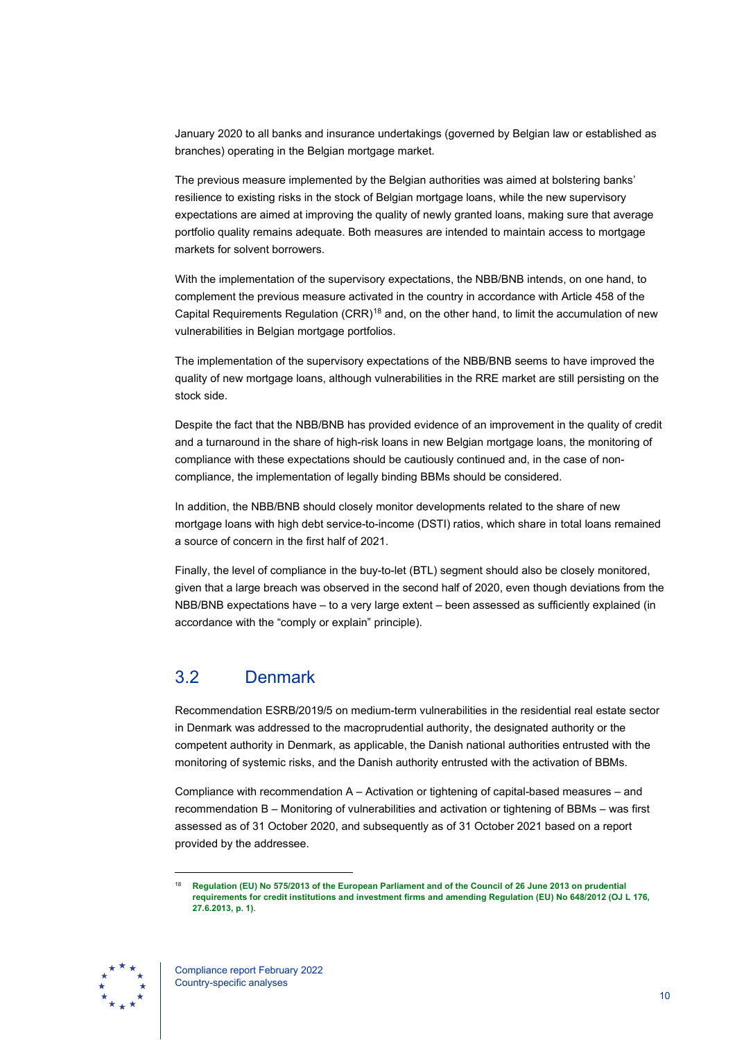January 2020 to all banks and insurance undertakings (governed by Belgian law or established as branches) operating in the Belgian mortgage market.

The previous measure implemented by the Belgian authorities was aimed at bolstering banks' resilience to existing risks in the stock of Belgian mortgage loans, while the new supervisory expectations are aimed at improving the quality of newly granted loans, making sure that average portfolio quality remains adequate. Both measures are intended to maintain access to mortgage markets for solvent borrowers.

With the implementation of the supervisory expectations, the NBB/BNB intends, on one hand, to complement the previous measure activated in the country in accordance with Article 458 of the Capital Requirements Regulation (CRR)[18] and, on the other hand, to limit the accumulation of new vulnerabilities in Belgian mortgage portfolios.

The implementation of the supervisory expectations of the NBB/BNB seems to have improved the quality of new mortgage loans, although vulnerabilities in the RRE market are still persisting on the stock side.

Despite the fact that the NBB/BNB has provided evidence of an improvement in the quality of credit and a turnaround in the share of high-risk loans in new Belgian mortgage loans, the monitoring of compliance with these expectations should be cautiously continued and, in the case of non-compliance, the implementation of legally binding BBMs should be considered.

In addition, the NBB/BNB should closely monitor developments related to the share of new mortgage loans with high debt service-to-income (DSTI) ratios, which share in total loans remained a source of concern in the first half of 2021.

Finally, the level of compliance in the buy-to-let (BTL) segment should also be closely monitored, given that a large breach was observed in the second half of 2020, even though deviations from the NBB/BNB expectations have – to a very large extent – been assessed as sufficiently explained (in accordance with the "comply or explain" principle).

## 3.2 Denmark

Recommendation ESRB/2019/5 on medium-term vulnerabilities in the residential real estate sector in Denmark was addressed to the macroprudential authority, the designated authority or the competent authority in Denmark, as applicable, the Danish national authorities entrusted with the monitoring of systemic risks, and the Danish authority entrusted with the activation of BBMs.

Compliance with recommendation A – Activation or tightening of capital-based measures – and recommendation B – Monitoring of vulnerabilities and activation or tightening of BBMs – was first assessed as of 31 October 2020, and subsequently as of 31 October 2021 based on a report provided by the addressee.

[18] **Regulation (EU) No 575/2013 of the European Parliament and of the Council of 26 June 2013 on prudential requirements for credit institutions and investment firms and amending Regulation (EU) No 648/2012 (OJ L 176, 27.6.2013, p. 1).**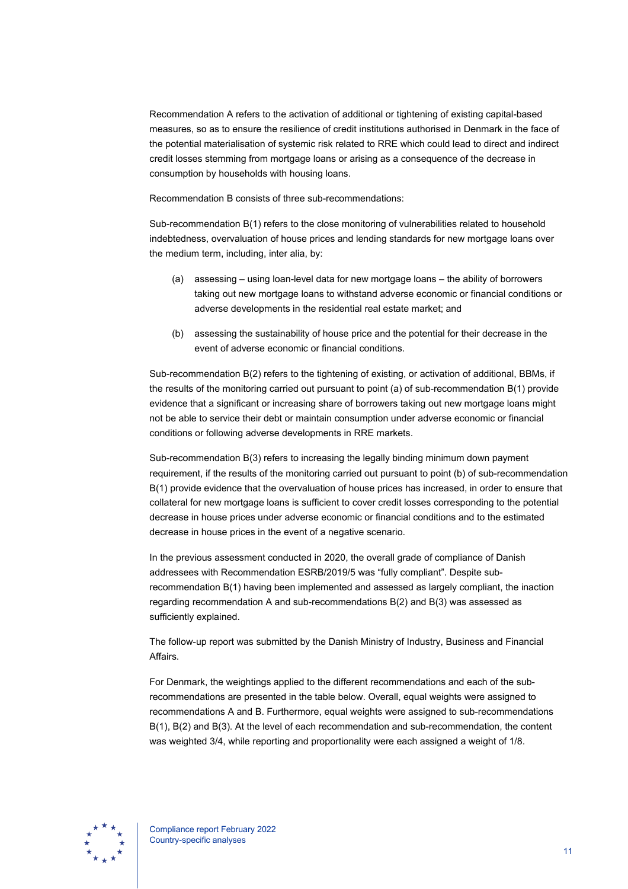Recommendation A refers to the activation of additional or tightening of existing capital-based measures, so as to ensure the resilience of credit institutions authorised in Denmark in the face of the potential materialisation of systemic risk related to RRE which could lead to direct and indirect credit losses stemming from mortgage loans or arising as a consequence of the decrease in consumption by households with housing loans.

Recommendation B consists of three sub-recommendations:

Sub-recommendation B(1) refers to the close monitoring of vulnerabilities related to household indebtedness, overvaluation of house prices and lending standards for new mortgage loans over the medium term, including, inter alia, by:

(a) assessing – using loan-level data for new mortgage loans – the ability of borrowers taking out new mortgage loans to withstand adverse economic or financial conditions or adverse developments in the residential real estate market; and

(b) assessing the sustainability of house price and the potential for their decrease in the event of adverse economic or financial conditions.

Sub-recommendation B(2) refers to the tightening of existing, or activation of additional, BBMs, if the results of the monitoring carried out pursuant to point (a) of sub-recommendation B(1) provide evidence that a significant or increasing share of borrowers taking out new mortgage loans might not be able to service their debt or maintain consumption under adverse economic or financial conditions or following adverse developments in RRE markets.

Sub-recommendation B(3) refers to increasing the legally binding minimum down payment requirement, if the results of the monitoring carried out pursuant to point (b) of sub-recommendation B(1) provide evidence that the overvaluation of house prices has increased, in order to ensure that collateral for new mortgage loans is sufficient to cover credit losses corresponding to the potential decrease in house prices under adverse economic or financial conditions and to the estimated decrease in house prices in the event of a negative scenario.

In the previous assessment conducted in 2020, the overall grade of compliance of Danish addressees with Recommendation ESRB/2019/5 was "fully compliant". Despite sub-recommendation B(1) having been implemented and assessed as largely compliant, the inaction regarding recommendation A and sub-recommendations B(2) and B(3) was assessed as sufficiently explained.

The follow-up report was submitted by the Danish Ministry of Industry, Business and Financial Affairs.

For Denmark, the weightings applied to the different recommendations and each of the sub-recommendations are presented in the table below. Overall, equal weights were assigned to recommendations A and B. Furthermore, equal weights were assigned to sub-recommendations B(1), B(2) and B(3). At the level of each recommendation and sub-recommendation, the content was weighted 3/4, while reporting and proportionality were each assigned a weight of 1/8.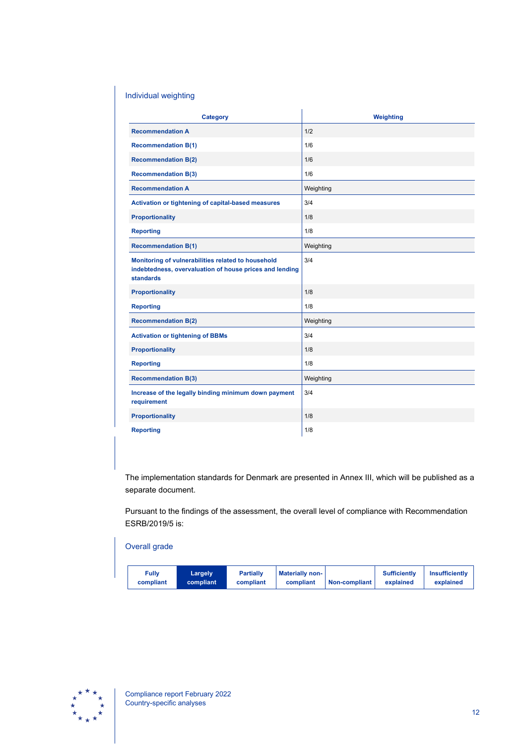### Individual weighting

| Category | Weighting |
|---|---|
| **Recommendation A** | 1/2 |
| **Recommendation B(1)** | 1/6 |
| **Recommendation B(2)** | 1/6 |
| **Recommendation B(3)** | 1/6 |
| **Recommendation A** | Weighting |
| **Activation or tightening of capital-based measures** | 3/4 |
| **Proportionality** | 1/8 |
| **Reporting** | 1/8 |
| **Recommendation B(1)** | Weighting |
| **Monitoring of vulnerabilities related to household indebtedness, overvaluation of house prices and lending standards** | 3/4 |
| **Proportionality** | 1/8 |
| **Reporting** | 1/8 |
| **Recommendation B(2)** | Weighting |
| **Activation or tightening of BBMs** | 3/4 |
| **Proportionality** | 1/8 |
| **Reporting** | 1/8 |
| **Recommendation B(3)** | Weighting |
| **Increase of the legally binding minimum down payment requirement** | 3/4 |
| **Proportionality** | 1/8 |
| **Reporting** | 1/8 |

The implementation standards for Denmark are presented in Annex III, which will be published as a separate document.

Pursuant to the findings of the assessment, the overall level of compliance with Recommendation ESRB/2019/5 is:

### Overall grade

| Fully compliant | **Largely compliant** | Partially compliant | Materially non-compliant | Non-compliant | Sufficiently explained | Insufficiently explained |
|---|---|---|---|---|---|---|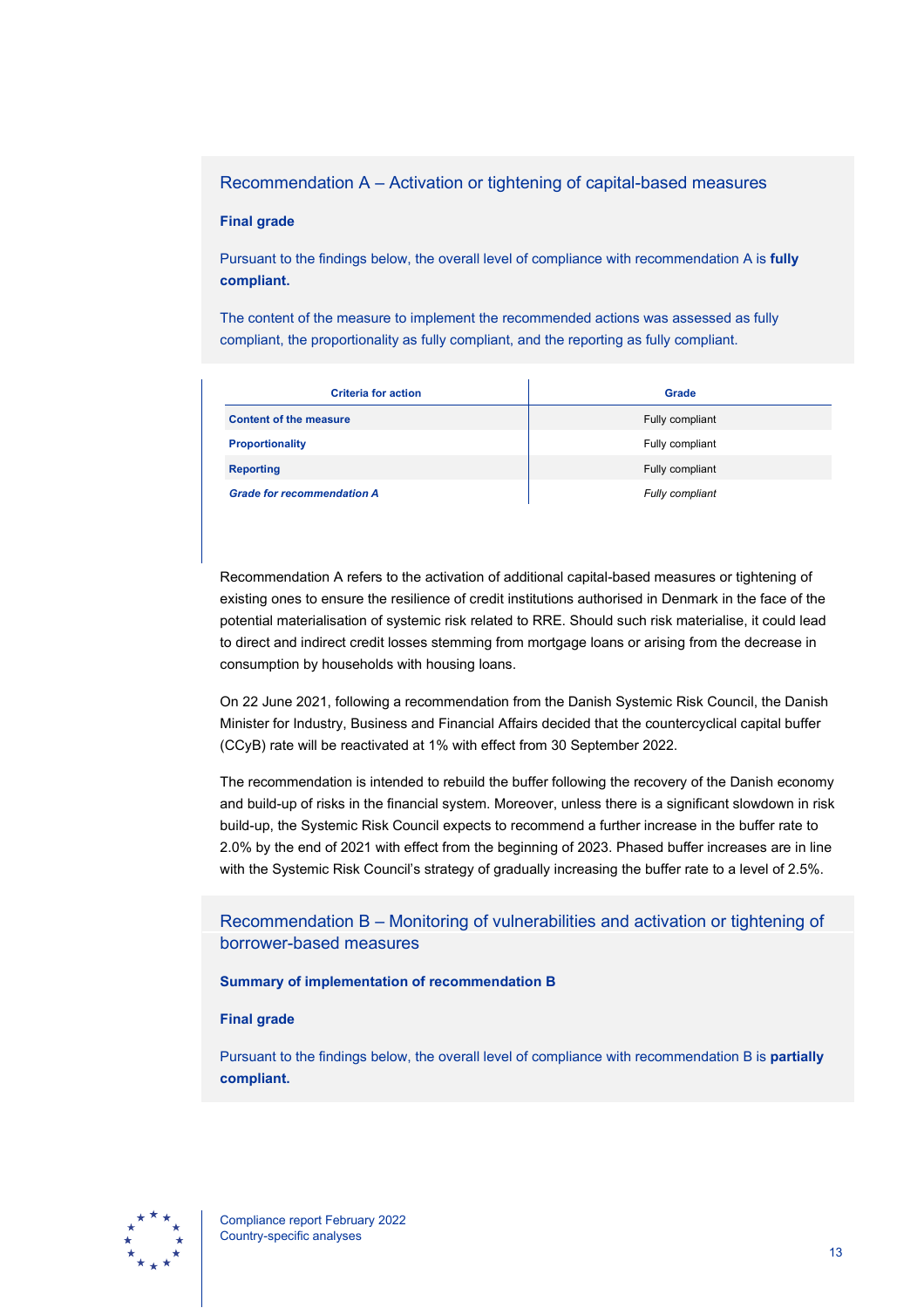## Recommendation A – Activation or tightening of capital-based measures

**Final grade**

Pursuant to the findings below, the overall level of compliance with recommendation A is **fully compliant.**

The content of the measure to implement the recommended actions was assessed as fully compliant, the proportionality as fully compliant, and the reporting as fully compliant.

| Criteria for action | Grade |
| --- | --- |
| **Content of the measure** | Fully compliant |
| **Proportionality** | Fully compliant |
| **Reporting** | Fully compliant |
| ***Grade for recommendation A*** | *Fully compliant* |

Recommendation A refers to the activation of additional capital-based measures or tightening of existing ones to ensure the resilience of credit institutions authorised in Denmark in the face of the potential materialisation of systemic risk related to RRE. Should such risk materialise, it could lead to direct and indirect credit losses stemming from mortgage loans or arising from the decrease in consumption by households with housing loans.

On 22 June 2021, following a recommendation from the Danish Systemic Risk Council, the Danish Minister for Industry, Business and Financial Affairs decided that the countercyclical capital buffer (CCyB) rate will be reactivated at 1% with effect from 30 September 2022.

The recommendation is intended to rebuild the buffer following the recovery of the Danish economy and build-up of risks in the financial system. Moreover, unless there is a significant slowdown in risk build-up, the Systemic Risk Council expects to recommend a further increase in the buffer rate to 2.0% by the end of 2021 with effect from the beginning of 2023. Phased buffer increases are in line with the Systemic Risk Council's strategy of gradually increasing the buffer rate to a level of 2.5%.

## Recommendation B – Monitoring of vulnerabilities and activation or tightening of borrower-based measures

**Summary of implementation of recommendation B**

**Final grade**

Pursuant to the findings below, the overall level of compliance with recommendation B is **partially compliant.**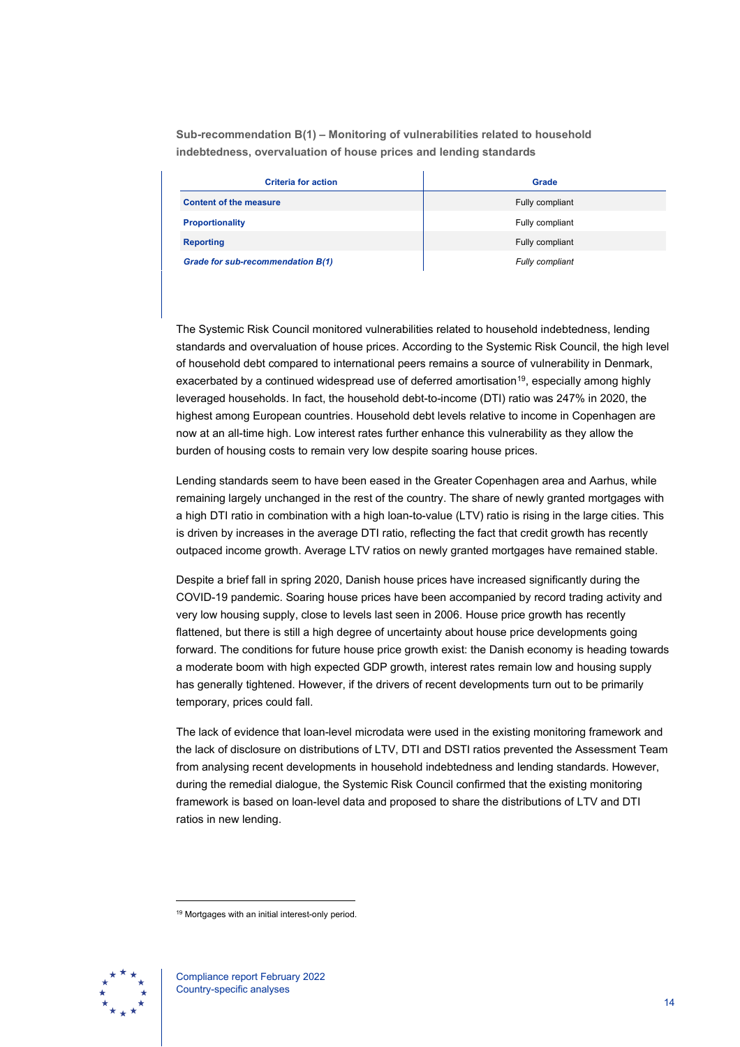### Sub-recommendation B(1) – Monitoring of vulnerabilities related to household indebtedness, overvaluation of house prices and lending standards

| Criteria for action | Grade |
|---|---|
| **Content of the measure** | Fully compliant |
| **Proportionality** | Fully compliant |
| **Reporting** | Fully compliant |
| ***Grade for sub-recommendation B(1)*** | *Fully compliant* |

The Systemic Risk Council monitored vulnerabilities related to household indebtedness, lending standards and overvaluation of house prices. According to the Systemic Risk Council, the high level of household debt compared to international peers remains a source of vulnerability in Denmark, exacerbated by a continued widespread use of deferred amortisation[19], especially among highly leveraged households. In fact, the household debt-to-income (DTI) ratio was 247% in 2020, the highest among European countries. Household debt levels relative to income in Copenhagen are now at an all-time high. Low interest rates further enhance this vulnerability as they allow the burden of housing costs to remain very low despite soaring house prices.

Lending standards seem to have been eased in the Greater Copenhagen area and Aarhus, while remaining largely unchanged in the rest of the country. The share of newly granted mortgages with a high DTI ratio in combination with a high loan-to-value (LTV) ratio is rising in the large cities. This is driven by increases in the average DTI ratio, reflecting the fact that credit growth has recently outpaced income growth. Average LTV ratios on newly granted mortgages have remained stable.

Despite a brief fall in spring 2020, Danish house prices have increased significantly during the COVID-19 pandemic. Soaring house prices have been accompanied by record trading activity and very low housing supply, close to levels last seen in 2006. House price growth has recently flattened, but there is still a high degree of uncertainty about house price developments going forward. The conditions for future house price growth exist: the Danish economy is heading towards a moderate boom with high expected GDP growth, interest rates remain low and housing supply has generally tightened. However, if the drivers of recent developments turn out to be primarily temporary, prices could fall.

The lack of evidence that loan-level microdata were used in the existing monitoring framework and the lack of disclosure on distributions of LTV, DTI and DSTI ratios prevented the Assessment Team from analysing recent developments in household indebtedness and lending standards. However, during the remedial dialogue, the Systemic Risk Council confirmed that the existing monitoring framework is based on loan-level data and proposed to share the distributions of LTV and DTI ratios in new lending.

[19] Mortgages with an initial interest-only period.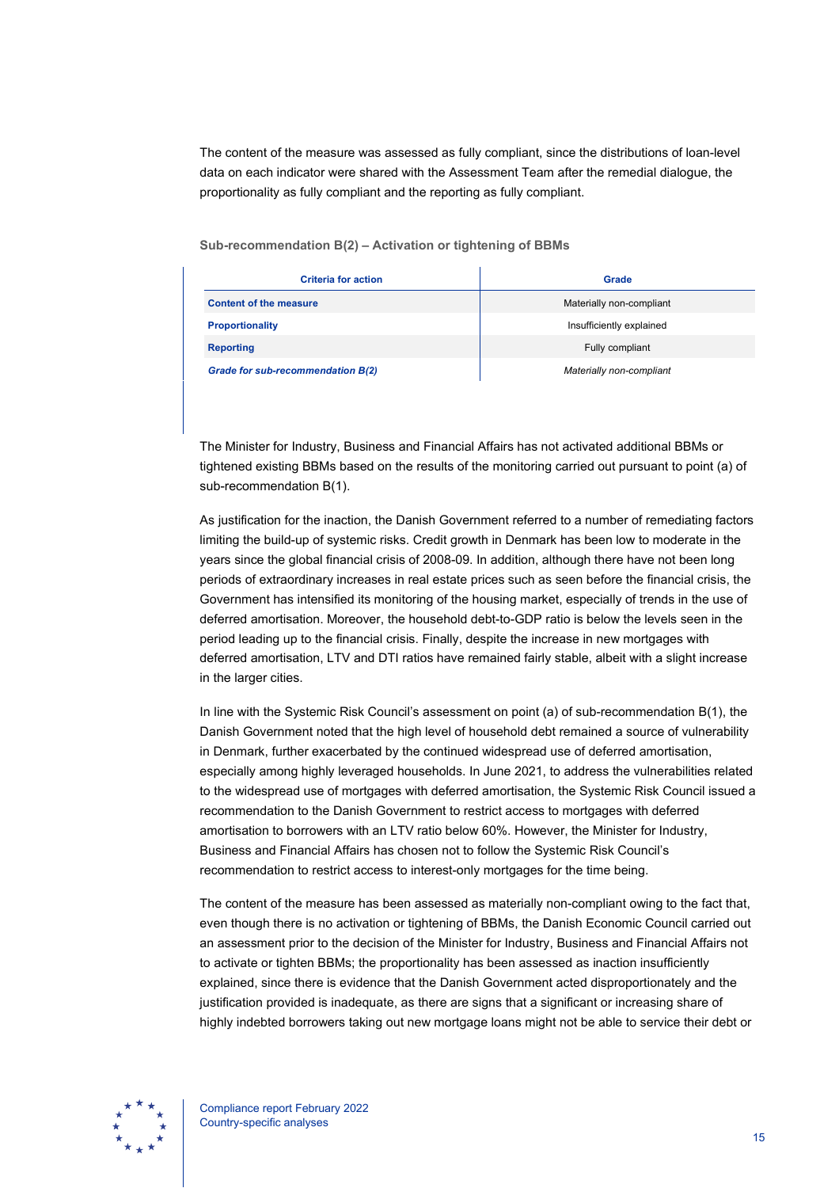The content of the measure was assessed as fully compliant, since the distributions of loan-level data on each indicator were shared with the Assessment Team after the remedial dialogue, the proportionality as fully compliant and the reporting as fully compliant.

### Sub-recommendation B(2) – Activation or tightening of BBMs

| Criteria for action | Grade |
| --- | --- |
| **Content of the measure** | Materially non-compliant |
| **Proportionality** | Insufficiently explained |
| **Reporting** | Fully compliant |
| ***Grade for sub-recommendation B(2)*** | *Materially non-compliant* |

The Minister for Industry, Business and Financial Affairs has not activated additional BBMs or tightened existing BBMs based on the results of the monitoring carried out pursuant to point (a) of sub-recommendation B(1).

As justification for the inaction, the Danish Government referred to a number of remediating factors limiting the build-up of systemic risks. Credit growth in Denmark has been low to moderate in the years since the global financial crisis of 2008-09. In addition, although there have not been long periods of extraordinary increases in real estate prices such as seen before the financial crisis, the Government has intensified its monitoring of the housing market, especially of trends in the use of deferred amortisation. Moreover, the household debt-to-GDP ratio is below the levels seen in the period leading up to the financial crisis. Finally, despite the increase in new mortgages with deferred amortisation, LTV and DTI ratios have remained fairly stable, albeit with a slight increase in the larger cities.

In line with the Systemic Risk Council's assessment on point (a) of sub-recommendation B(1), the Danish Government noted that the high level of household debt remained a source of vulnerability in Denmark, further exacerbated by the continued widespread use of deferred amortisation, especially among highly leveraged households. In June 2021, to address the vulnerabilities related to the widespread use of mortgages with deferred amortisation, the Systemic Risk Council issued a recommendation to the Danish Government to restrict access to mortgages with deferred amortisation to borrowers with an LTV ratio below 60%. However, the Minister for Industry, Business and Financial Affairs has chosen not to follow the Systemic Risk Council's recommendation to restrict access to interest-only mortgages for the time being.

The content of the measure has been assessed as materially non-compliant owing to the fact that, even though there is no activation or tightening of BBMs, the Danish Economic Council carried out an assessment prior to the decision of the Minister for Industry, Business and Financial Affairs not to activate or tighten BBMs; the proportionality has been assessed as inaction insufficiently explained, since there is evidence that the Danish Government acted disproportionately and the justification provided is inadequate, as there are signs that a significant or increasing share of highly indebted borrowers taking out new mortgage loans might not be able to service their debt or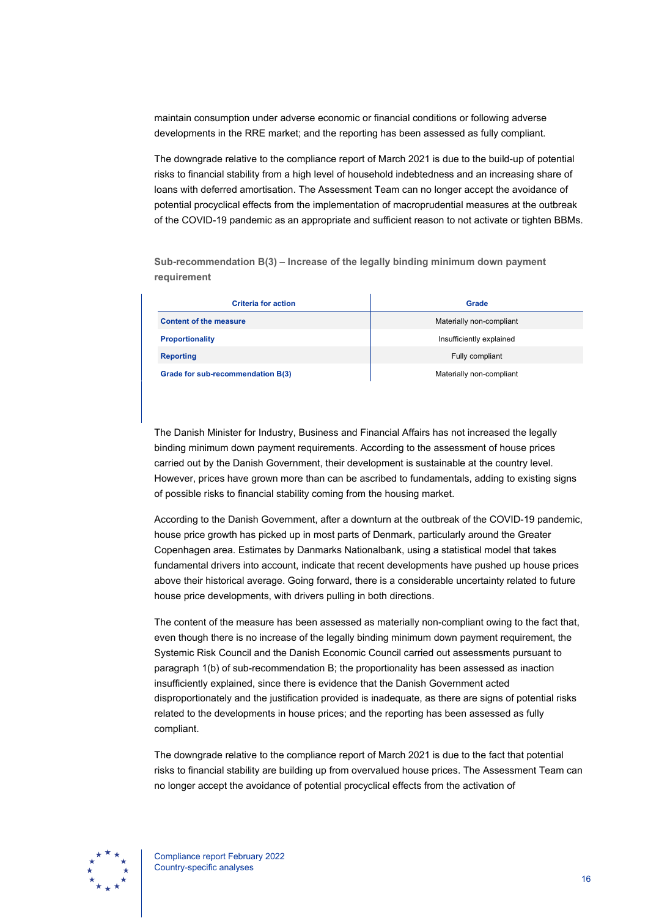maintain consumption under adverse economic or financial conditions or following adverse developments in the RRE market; and the reporting has been assessed as fully compliant.

The downgrade relative to the compliance report of March 2021 is due to the build-up of potential risks to financial stability from a high level of household indebtedness and an increasing share of loans with deferred amortisation. The Assessment Team can no longer accept the avoidance of potential procyclical effects from the implementation of macroprudential measures at the outbreak of the COVID-19 pandemic as an appropriate and sufficient reason to not activate or tighten BBMs.

### Sub-recommendation B(3) – Increase of the legally binding minimum down payment requirement

| Criteria for action | Grade |
|---|---|
| **Content of the measure** | Materially non-compliant |
| **Proportionality** | Insufficiently explained |
| **Reporting** | Fully compliant |
| **Grade for sub-recommendation B(3)** | Materially non-compliant |

The Danish Minister for Industry, Business and Financial Affairs has not increased the legally binding minimum down payment requirements. According to the assessment of house prices carried out by the Danish Government, their development is sustainable at the country level. However, prices have grown more than can be ascribed to fundamentals, adding to existing signs of possible risks to financial stability coming from the housing market.

According to the Danish Government, after a downturn at the outbreak of the COVID-19 pandemic, house price growth has picked up in most parts of Denmark, particularly around the Greater Copenhagen area. Estimates by Danmarks Nationalbank, using a statistical model that takes fundamental drivers into account, indicate that recent developments have pushed up house prices above their historical average. Going forward, there is a considerable uncertainty related to future house price developments, with drivers pulling in both directions.

The content of the measure has been assessed as materially non-compliant owing to the fact that, even though there is no increase of the legally binding minimum down payment requirement, the Systemic Risk Council and the Danish Economic Council carried out assessments pursuant to paragraph 1(b) of sub-recommendation B; the proportionality has been assessed as inaction insufficiently explained, since there is evidence that the Danish Government acted disproportionately and the justification provided is inadequate, as there are signs of potential risks related to the developments in house prices; and the reporting has been assessed as fully compliant.

The downgrade relative to the compliance report of March 2021 is due to the fact that potential risks to financial stability are building up from overvalued house prices. The Assessment Team can no longer accept the avoidance of potential procyclical effects from the activation of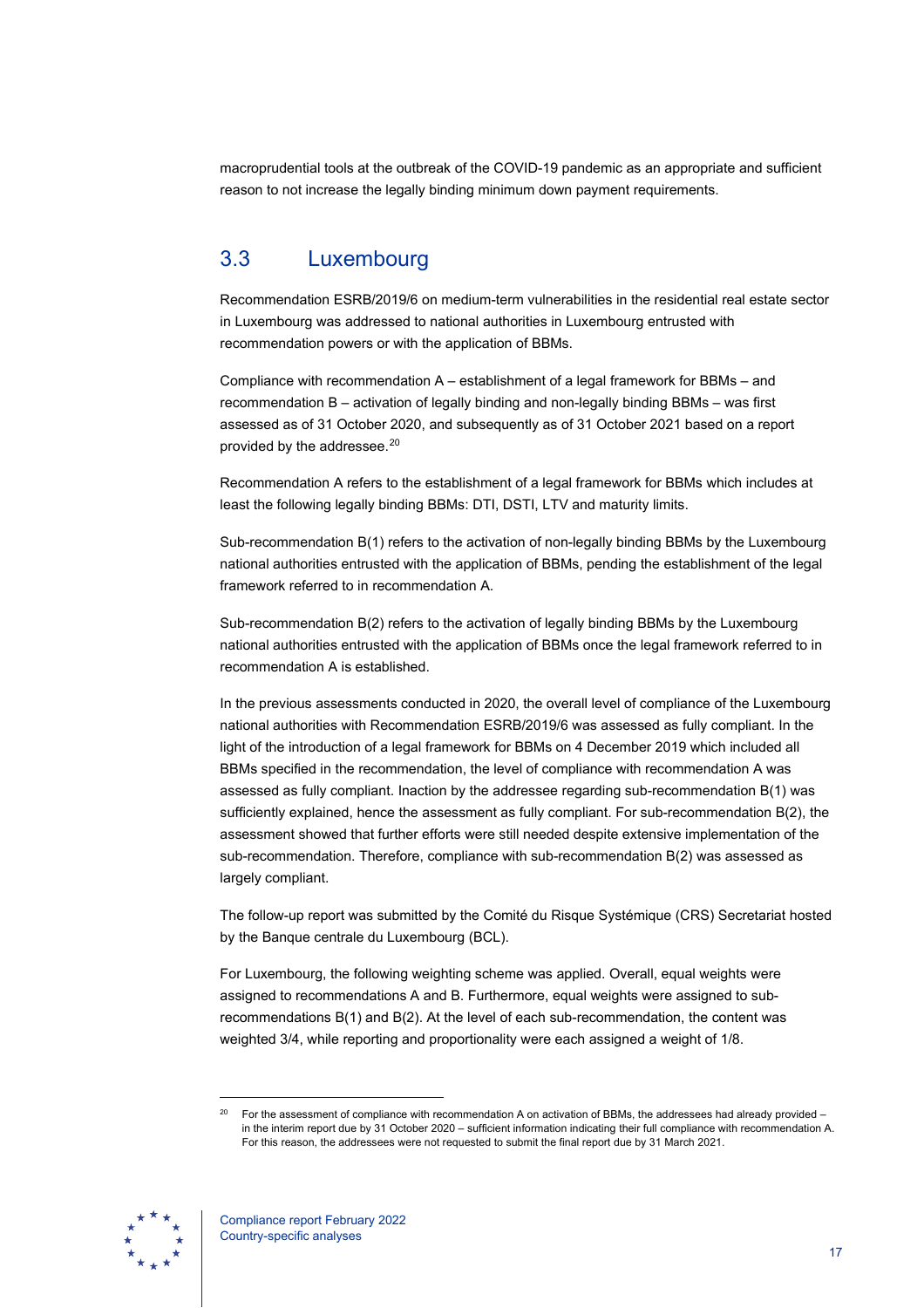macroprudential tools at the outbreak of the COVID-19 pandemic as an appropriate and sufficient reason to not increase the legally binding minimum down payment requirements.

## 3.3 Luxembourg

Recommendation ESRB/2019/6 on medium-term vulnerabilities in the residential real estate sector in Luxembourg was addressed to national authorities in Luxembourg entrusted with recommendation powers or with the application of BBMs.

Compliance with recommendation A – establishment of a legal framework for BBMs – and recommendation B – activation of legally binding and non-legally binding BBMs – was first assessed as of 31 October 2020, and subsequently as of 31 October 2021 based on a report provided by the addressee.[20]

Recommendation A refers to the establishment of a legal framework for BBMs which includes at least the following legally binding BBMs: DTI, DSTI, LTV and maturity limits.

Sub-recommendation B(1) refers to the activation of non-legally binding BBMs by the Luxembourg national authorities entrusted with the application of BBMs, pending the establishment of the legal framework referred to in recommendation A.

Sub-recommendation B(2) refers to the activation of legally binding BBMs by the Luxembourg national authorities entrusted with the application of BBMs once the legal framework referred to in recommendation A is established.

In the previous assessments conducted in 2020, the overall level of compliance of the Luxembourg national authorities with Recommendation ESRB/2019/6 was assessed as fully compliant. In the light of the introduction of a legal framework for BBMs on 4 December 2019 which included all BBMs specified in the recommendation, the level of compliance with recommendation A was assessed as fully compliant. Inaction by the addressee regarding sub-recommendation B(1) was sufficiently explained, hence the assessment as fully compliant. For sub-recommendation B(2), the assessment showed that further efforts were still needed despite extensive implementation of the sub-recommendation. Therefore, compliance with sub-recommendation B(2) was assessed as largely compliant.

The follow-up report was submitted by the Comité du Risque Systémique (CRS) Secretariat hosted by the Banque centrale du Luxembourg (BCL).

For Luxembourg, the following weighting scheme was applied. Overall, equal weights were assigned to recommendations A and B. Furthermore, equal weights were assigned to sub-recommendations B(1) and B(2). At the level of each sub-recommendation, the content was weighted 3/4, while reporting and proportionality were each assigned a weight of 1/8.

[20] For the assessment of compliance with recommendation A on activation of BBMs, the addressees had already provided – in the interim report due by 31 October 2020 – sufficient information indicating their full compliance with recommendation A. For this reason, the addressees were not requested to submit the final report due by 31 March 2021.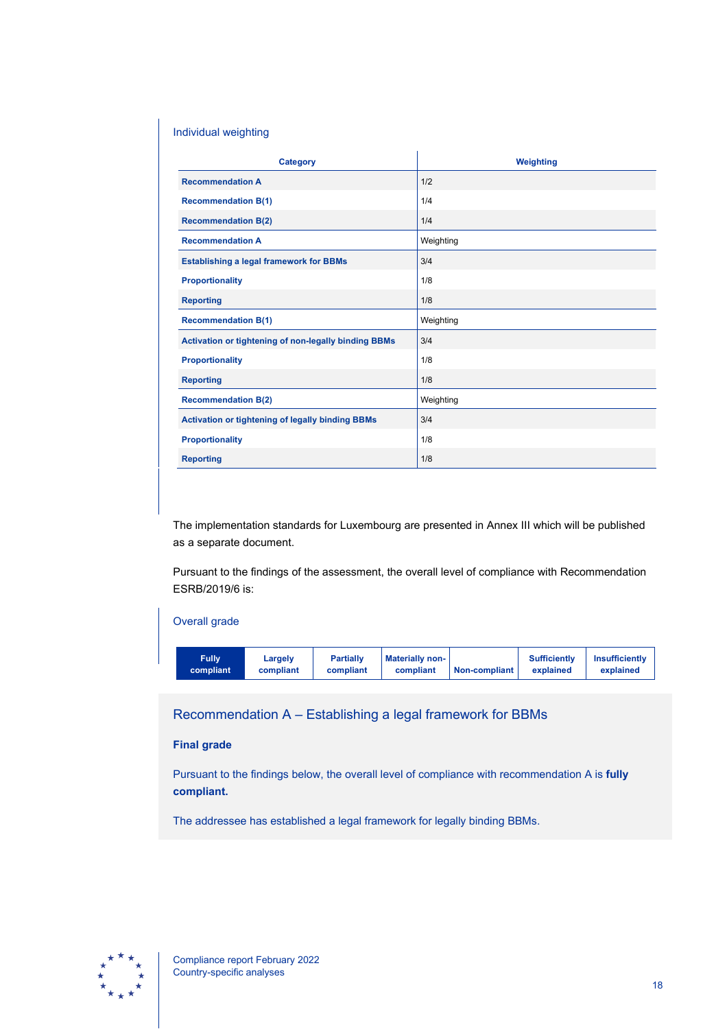Individual weighting

| Category | Weighting |
| --- | --- |
| **Recommendation A** | 1/2 |
| **Recommendation B(1)** | 1/4 |
| **Recommendation B(2)** | 1/4 |
| **Recommendation A** | Weighting |
| **Establishing a legal framework for BBMs** | 3/4 |
| **Proportionality** | 1/8 |
| **Reporting** | 1/8 |
| **Recommendation B(1)** | Weighting |
| **Activation or tightening of non-legally binding BBMs** | 3/4 |
| **Proportionality** | 1/8 |
| **Reporting** | 1/8 |
| **Recommendation B(2)** | Weighting |
| **Activation or tightening of legally binding BBMs** | 3/4 |
| **Proportionality** | 1/8 |
| **Reporting** | 1/8 |

The implementation standards for Luxembourg are presented in Annex III which will be published as a separate document.

Pursuant to the findings of the assessment, the overall level of compliance with Recommendation ESRB/2019/6 is:

Overall grade

| **Fully compliant** | Largely compliant | Partially compliant | Materially non-compliant | Non-compliant | Sufficiently explained | Insufficiently explained |
| --- | --- | --- | --- | --- | --- | --- |

## Recommendation A – Establishing a legal framework for BBMs

**Final grade**

Pursuant to the findings below, the overall level of compliance with recommendation A is **fully compliant.**

The addressee has established a legal framework for legally binding BBMs.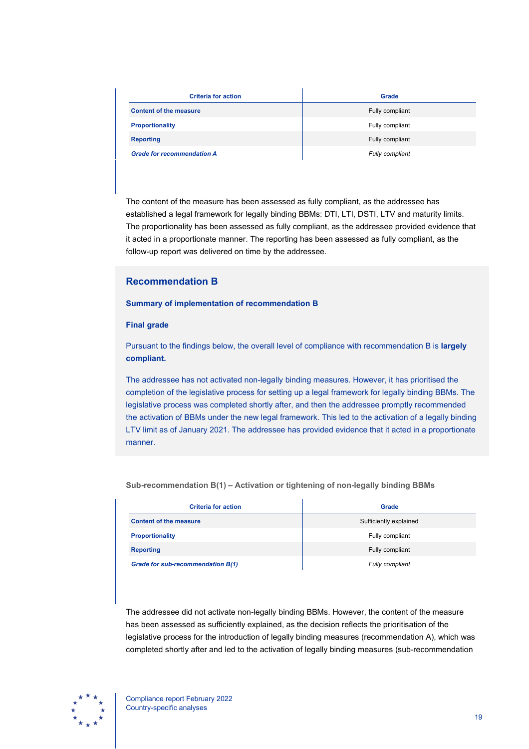| Criteria for action | Grade |
| --- | --- |
| **Content of the measure** | Fully compliant |
| **Proportionality** | Fully compliant |
| **Reporting** | Fully compliant |
| ***Grade for recommendation A*** | *Fully compliant* |

The content of the measure has been assessed as fully compliant, as the addressee has established a legal framework for legally binding BBMs: DTI, LTI, DSTI, LTV and maturity limits. The proportionality has been assessed as fully compliant, as the addressee provided evidence that it acted in a proportionate manner. The reporting has been assessed as fully compliant, as the follow-up report was delivered on time by the addressee.

## Recommendation B

### Summary of implementation of recommendation B

### Final grade

Pursuant to the findings below, the overall level of compliance with recommendation B is **largely compliant.**

The addressee has not activated non-legally binding measures. However, it has prioritised the completion of the legislative process for setting up a legal framework for legally binding BBMs. The legislative process was completed shortly after, and then the addressee promptly recommended the activation of BBMs under the new legal framework. This led to the activation of a legally binding LTV limit as of January 2021. The addressee has provided evidence that it acted in a proportionate manner.

**Sub-recommendation B(1) – Activation or tightening of non-legally binding BBMs**

| Criteria for action | Grade |
| --- | --- |
| **Content of the measure** | Sufficiently explained |
| **Proportionality** | Fully compliant |
| **Reporting** | Fully compliant |
| ***Grade for sub-recommendation B(1)*** | *Fully compliant* |

The addressee did not activate non-legally binding BBMs. However, the content of the measure has been assessed as sufficiently explained, as the decision reflects the prioritisation of the legislative process for the introduction of legally binding measures (recommendation A), which was completed shortly after and led to the activation of legally binding measures (sub-recommendation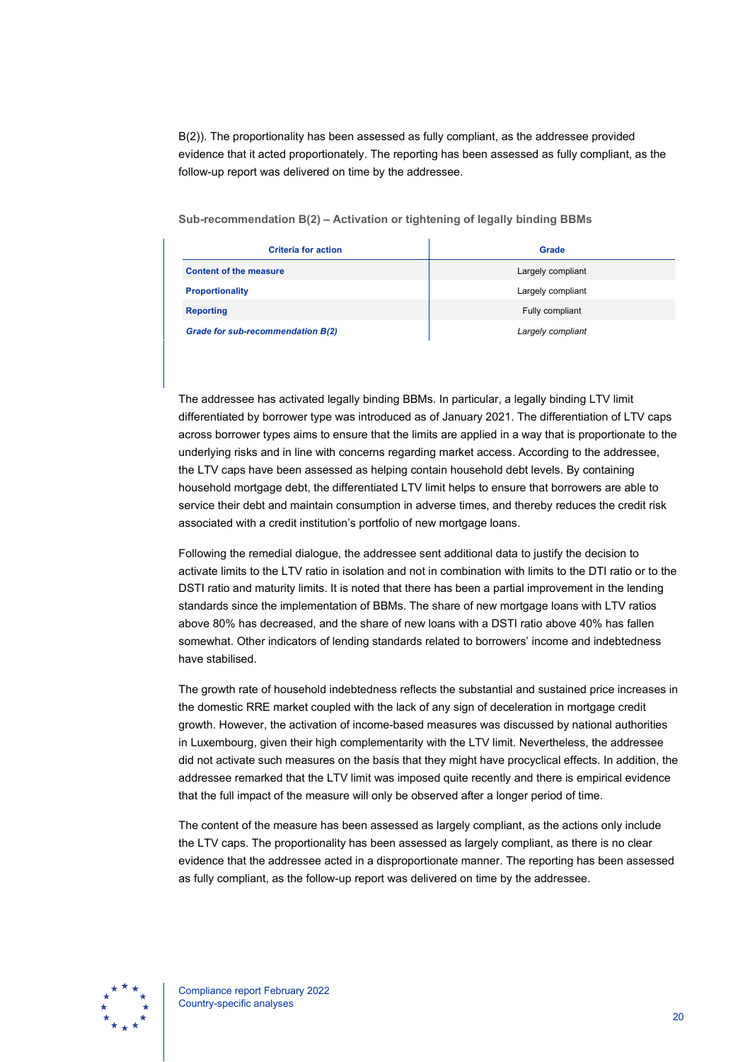B(2)). The proportionality has been assessed as fully compliant, as the addressee provided evidence that it acted proportionately. The reporting has been assessed as fully compliant, as the follow-up report was delivered on time by the addressee.

**Sub-recommendation B(2) – Activation or tightening of legally binding BBMs**

| Criteria for action | Grade |
| --- | --- |
| **Content of the measure** | Largely compliant |
| **Proportionality** | Largely compliant |
| **Reporting** | Fully compliant |
| ***Grade for sub-recommendation B(2)*** | *Largely compliant* |

The addressee has activated legally binding BBMs. In particular, a legally binding LTV limit differentiated by borrower type was introduced as of January 2021. The differentiation of LTV caps across borrower types aims to ensure that the limits are applied in a way that is proportionate to the underlying risks and in line with concerns regarding market access. According to the addressee, the LTV caps have been assessed as helping contain household debt levels. By containing household mortgage debt, the differentiated LTV limit helps to ensure that borrowers are able to service their debt and maintain consumption in adverse times, and thereby reduces the credit risk associated with a credit institution's portfolio of new mortgage loans.

Following the remedial dialogue, the addressee sent additional data to justify the decision to activate limits to the LTV ratio in isolation and not in combination with limits to the DTI ratio or to the DSTI ratio and maturity limits. It is noted that there has been a partial improvement in the lending standards since the implementation of BBMs. The share of new mortgage loans with LTV ratios above 80% has decreased, and the share of new loans with a DSTI ratio above 40% has fallen somewhat. Other indicators of lending standards related to borrowers' income and indebtedness have stabilised.

The growth rate of household indebtedness reflects the substantial and sustained price increases in the domestic RRE market coupled with the lack of any sign of deceleration in mortgage credit growth. However, the activation of income-based measures was discussed by national authorities in Luxembourg, given their high complementarity with the LTV limit. Nevertheless, the addressee did not activate such measures on the basis that they might have procyclical effects. In addition, the addressee remarked that the LTV limit was imposed quite recently and there is empirical evidence that the full impact of the measure will only be observed after a longer period of time.

The content of the measure has been assessed as largely compliant, as the actions only include the LTV caps. The proportionality has been assessed as largely compliant, as there is no clear evidence that the addressee acted in a disproportionate manner. The reporting has been assessed as fully compliant, as the follow-up report was delivered on time by the addressee.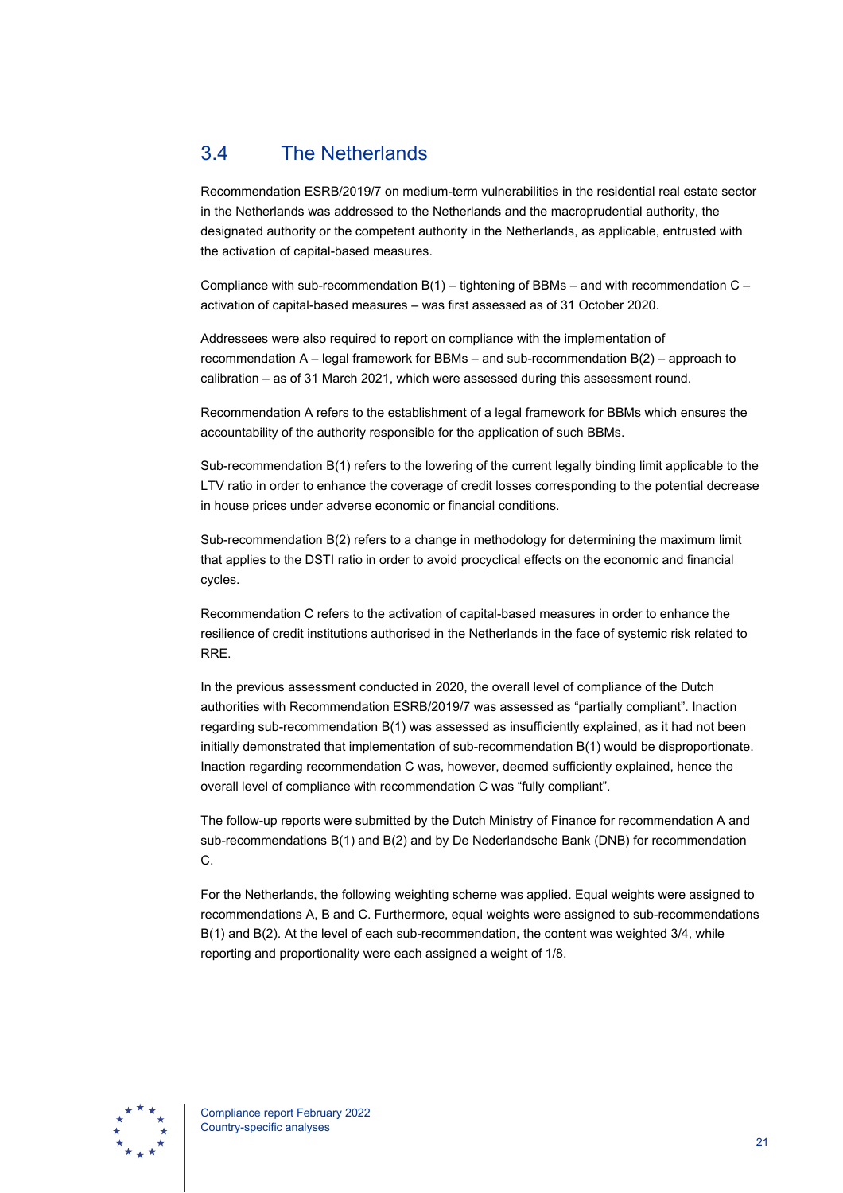## 3.4 The Netherlands

Recommendation ESRB/2019/7 on medium-term vulnerabilities in the residential real estate sector in the Netherlands was addressed to the Netherlands and the macroprudential authority, the designated authority or the competent authority in the Netherlands, as applicable, entrusted with the activation of capital-based measures.

Compliance with sub-recommendation B(1) – tightening of BBMs – and with recommendation C – activation of capital-based measures – was first assessed as of 31 October 2020.

Addressees were also required to report on compliance with the implementation of recommendation A – legal framework for BBMs – and sub-recommendation B(2) – approach to calibration – as of 31 March 2021, which were assessed during this assessment round.

Recommendation A refers to the establishment of a legal framework for BBMs which ensures the accountability of the authority responsible for the application of such BBMs.

Sub-recommendation B(1) refers to the lowering of the current legally binding limit applicable to the LTV ratio in order to enhance the coverage of credit losses corresponding to the potential decrease in house prices under adverse economic or financial conditions.

Sub-recommendation B(2) refers to a change in methodology for determining the maximum limit that applies to the DSTI ratio in order to avoid procyclical effects on the economic and financial cycles.

Recommendation C refers to the activation of capital-based measures in order to enhance the resilience of credit institutions authorised in the Netherlands in the face of systemic risk related to RRE.

In the previous assessment conducted in 2020, the overall level of compliance of the Dutch authorities with Recommendation ESRB/2019/7 was assessed as "partially compliant". Inaction regarding sub-recommendation B(1) was assessed as insufficiently explained, as it had not been initially demonstrated that implementation of sub-recommendation B(1) would be disproportionate. Inaction regarding recommendation C was, however, deemed sufficiently explained, hence the overall level of compliance with recommendation C was "fully compliant".

The follow-up reports were submitted by the Dutch Ministry of Finance for recommendation A and sub-recommendations B(1) and B(2) and by De Nederlandsche Bank (DNB) for recommendation C.

For the Netherlands, the following weighting scheme was applied. Equal weights were assigned to recommendations A, B and C. Furthermore, equal weights were assigned to sub-recommendations B(1) and B(2). At the level of each sub-recommendation, the content was weighted 3/4, while reporting and proportionality were each assigned a weight of 1/8.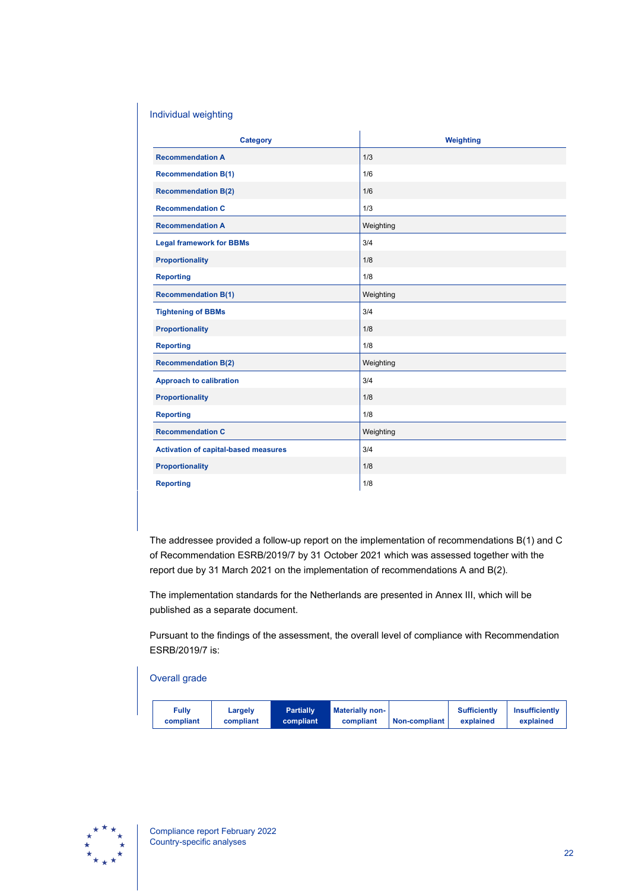Individual weighting

| Category | Weighting |
|---|---|
| **Recommendation A** | 1/3 |
| **Recommendation B(1)** | 1/6 |
| **Recommendation B(2)** | 1/6 |
| **Recommendation C** | 1/3 |
| **Recommendation A** | Weighting |
| **Legal framework for BBMs** | 3/4 |
| **Proportionality** | 1/8 |
| **Reporting** | 1/8 |
| **Recommendation B(1)** | Weighting |
| **Tightening of BBMs** | 3/4 |
| **Proportionality** | 1/8 |
| **Reporting** | 1/8 |
| **Recommendation B(2)** | Weighting |
| **Approach to calibration** | 3/4 |
| **Proportionality** | 1/8 |
| **Reporting** | 1/8 |
| **Recommendation C** | Weighting |
| **Activation of capital-based measures** | 3/4 |
| **Proportionality** | 1/8 |
| **Reporting** | 1/8 |

The addressee provided a follow-up report on the implementation of recommendations B(1) and C of Recommendation ESRB/2019/7 by 31 October 2021 which was assessed together with the report due by 31 March 2021 on the implementation of recommendations A and B(2).

The implementation standards for the Netherlands are presented in Annex III, which will be published as a separate document.

Pursuant to the findings of the assessment, the overall level of compliance with Recommendation ESRB/2019/7 is:

Overall grade

| Fully compliant | Largely compliant | **Partially compliant** | Materially non-compliant | Non-compliant | Sufficiently explained | Insufficiently explained |
|---|---|---|---|---|---|---|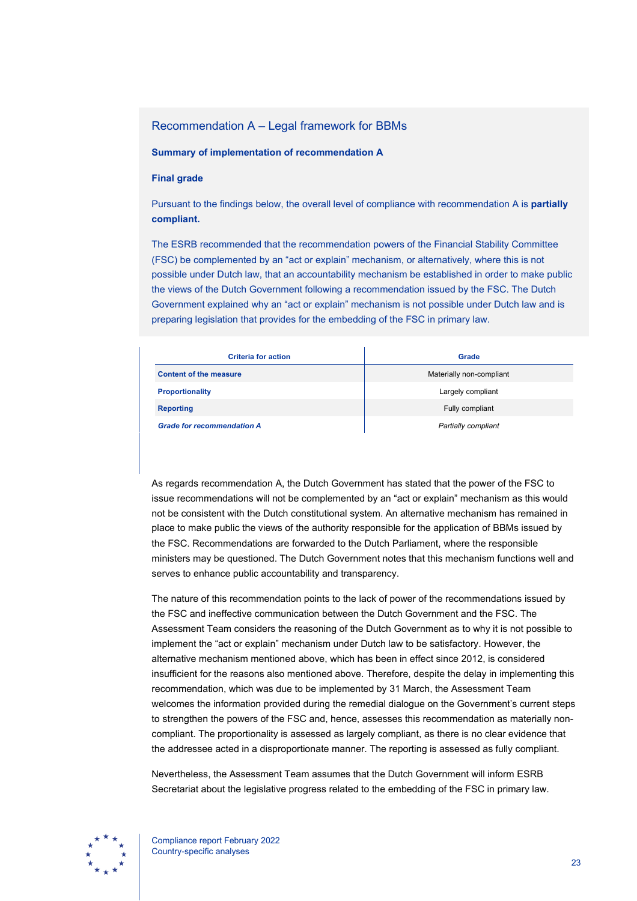## Recommendation A – Legal framework for BBMs

**Summary of implementation of recommendation A**

**Final grade**

Pursuant to the findings below, the overall level of compliance with recommendation A is **partially compliant.**

The ESRB recommended that the recommendation powers of the Financial Stability Committee (FSC) be complemented by an "act or explain" mechanism, or alternatively, where this is not possible under Dutch law, that an accountability mechanism be established in order to make public the views of the Dutch Government following a recommendation issued by the FSC. The Dutch Government explained why an "act or explain" mechanism is not possible under Dutch law and is preparing legislation that provides for the embedding of the FSC in primary law.

| Criteria for action | Grade |
|---|---|
| **Content of the measure** | Materially non-compliant |
| **Proportionality** | Largely compliant |
| **Reporting** | Fully compliant |
| ***Grade for recommendation A*** | *Partially compliant* |

As regards recommendation A, the Dutch Government has stated that the power of the FSC to issue recommendations will not be complemented by an "act or explain" mechanism as this would not be consistent with the Dutch constitutional system. An alternative mechanism has remained in place to make public the views of the authority responsible for the application of BBMs issued by the FSC. Recommendations are forwarded to the Dutch Parliament, where the responsible ministers may be questioned. The Dutch Government notes that this mechanism functions well and serves to enhance public accountability and transparency.

The nature of this recommendation points to the lack of power of the recommendations issued by the FSC and ineffective communication between the Dutch Government and the FSC. The Assessment Team considers the reasoning of the Dutch Government as to why it is not possible to implement the "act or explain" mechanism under Dutch law to be satisfactory. However, the alternative mechanism mentioned above, which has been in effect since 2012, is considered insufficient for the reasons also mentioned above. Therefore, despite the delay in implementing this recommendation, which was due to be implemented by 31 March, the Assessment Team welcomes the information provided during the remedial dialogue on the Government's current steps to strengthen the powers of the FSC and, hence, assesses this recommendation as materially non-compliant. The proportionality is assessed as largely compliant, as there is no clear evidence that the addressee acted in a disproportionate manner. The reporting is assessed as fully compliant.

Nevertheless, the Assessment Team assumes that the Dutch Government will inform ESRB Secretariat about the legislative progress related to the embedding of the FSC in primary law.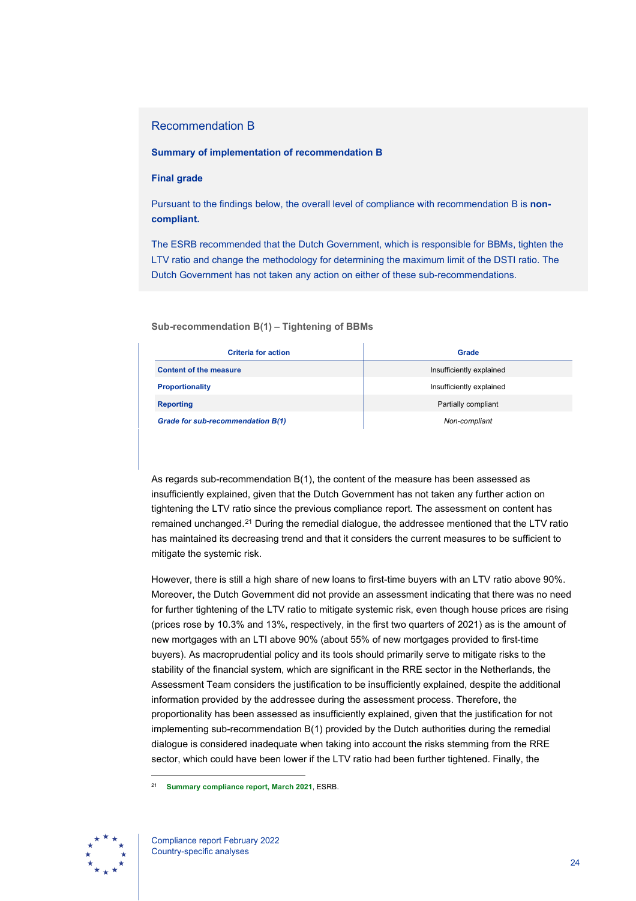## Recommendation B

**Summary of implementation of recommendation B**

**Final grade**

Pursuant to the findings below, the overall level of compliance with recommendation B is **non-compliant.**

The ESRB recommended that the Dutch Government, which is responsible for BBMs, tighten the LTV ratio and change the methodology for determining the maximum limit of the DSTI ratio. The Dutch Government has not taken any action on either of these sub-recommendations.

### Sub-recommendation B(1) – Tightening of BBMs

| Criteria for action | Grade |
| --- | --- |
| **Content of the measure** | Insufficiently explained |
| **Proportionality** | Insufficiently explained |
| **Reporting** | Partially compliant |
| ***Grade for sub-recommendation B(1)*** | *Non-compliant* |

As regards sub-recommendation B(1), the content of the measure has been assessed as insufficiently explained, given that the Dutch Government has not taken any further action on tightening the LTV ratio since the previous compliance report. The assessment on content has remained unchanged.[21] During the remedial dialogue, the addressee mentioned that the LTV ratio has maintained its decreasing trend and that it considers the current measures to be sufficient to mitigate the systemic risk.

However, there is still a high share of new loans to first-time buyers with an LTV ratio above 90%. Moreover, the Dutch Government did not provide an assessment indicating that there was no need for further tightening of the LTV ratio to mitigate systemic risk, even though house prices are rising (prices rose by 10.3% and 13%, respectively, in the first two quarters of 2021) as is the amount of new mortgages with an LTI above 90% (about 55% of new mortgages provided to first-time buyers). As macroprudential policy and its tools should primarily serve to mitigate risks to the stability of the financial system, which are significant in the RRE sector in the Netherlands, the Assessment Team considers the justification to be insufficiently explained, despite the additional information provided by the addressee during the assessment process. Therefore, the proportionality has been assessed as insufficiently explained, given that the justification for not implementing sub-recommendation B(1) provided by the Dutch authorities during the remedial dialogue is considered inadequate when taking into account the risks stemming from the RRE sector, which could have been lower if the LTV ratio had been further tightened. Finally, the

[21] **Summary compliance report, March 2021**, ESRB.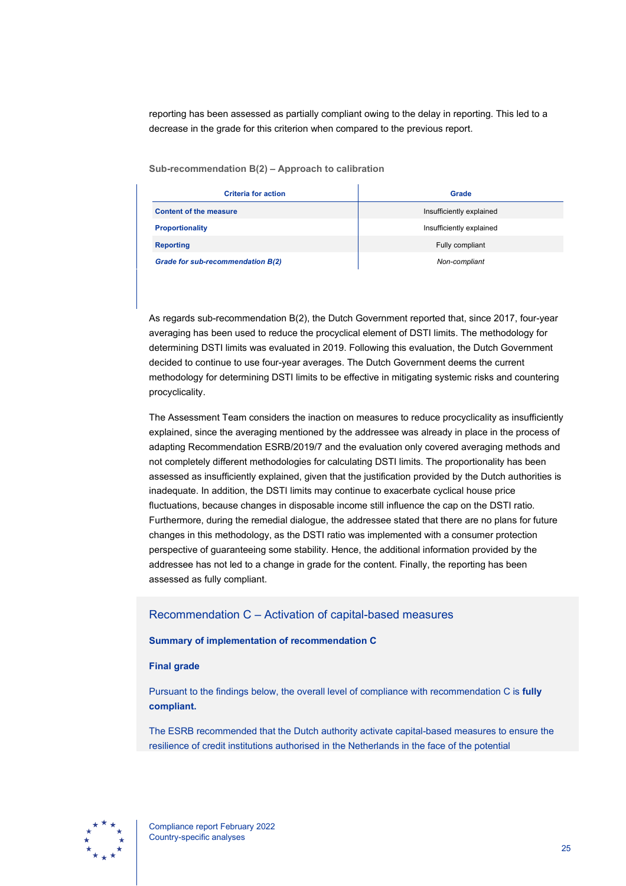reporting has been assessed as partially compliant owing to the delay in reporting. This led to a decrease in the grade for this criterion when compared to the previous report.

#### Sub-recommendation B(2) – Approach to calibration

| Criteria for action | Grade |
|---|---|
| **Content of the measure** | Insufficiently explained |
| **Proportionality** | Insufficiently explained |
| **Reporting** | Fully compliant |
| ***Grade for sub-recommendation B(2)*** | *Non-compliant* |

As regards sub-recommendation B(2), the Dutch Government reported that, since 2017, four-year averaging has been used to reduce the procyclical element of DSTI limits. The methodology for determining DSTI limits was evaluated in 2019. Following this evaluation, the Dutch Government decided to continue to use four-year averages. The Dutch Government deems the current methodology for determining DSTI limits to be effective in mitigating systemic risks and countering procyclicality.

The Assessment Team considers the inaction on measures to reduce procyclicality as insufficiently explained, since the averaging mentioned by the addressee was already in place in the process of adapting Recommendation ESRB/2019/7 and the evaluation only covered averaging methods and not completely different methodologies for calculating DSTI limits. The proportionality has been assessed as insufficiently explained, given that the justification provided by the Dutch authorities is inadequate. In addition, the DSTI limits may continue to exacerbate cyclical house price fluctuations, because changes in disposable income still influence the cap on the DSTI ratio. Furthermore, during the remedial dialogue, the addressee stated that there are no plans for future changes in this methodology, as the DSTI ratio was implemented with a consumer protection perspective of guaranteeing some stability. Hence, the additional information provided by the addressee has not led to a change in grade for the content. Finally, the reporting has been assessed as fully compliant.

## Recommendation C – Activation of capital-based measures

### Summary of implementation of recommendation C

### Final grade

Pursuant to the findings below, the overall level of compliance with recommendation C is **fully compliant.**

The ESRB recommended that the Dutch authority activate capital-based measures to ensure the resilience of credit institutions authorised in the Netherlands in the face of the potential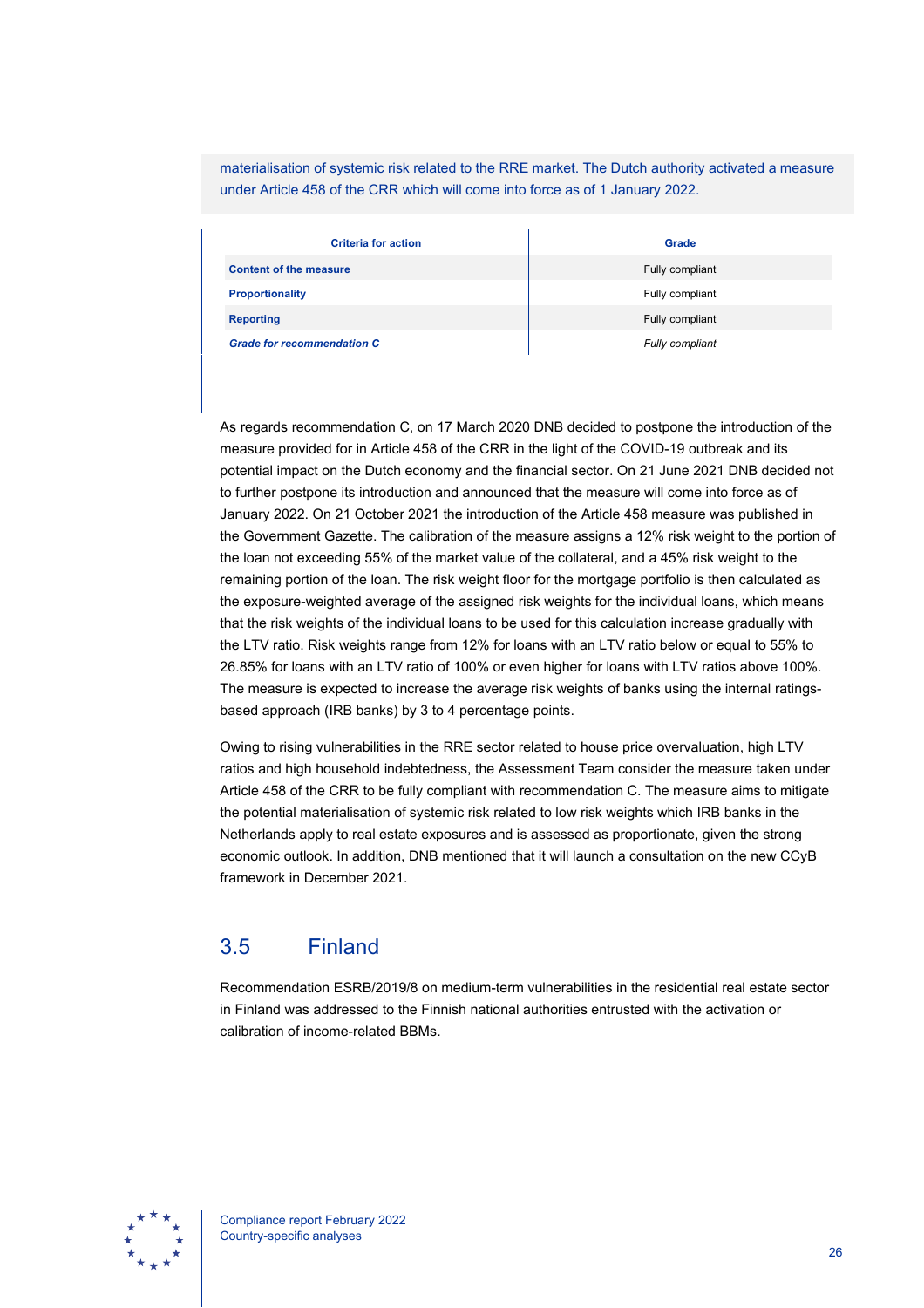materialisation of systemic risk related to the RRE market. The Dutch authority activated a measure under Article 458 of the CRR which will come into force as of 1 January 2022.

| Criteria for action | Grade |
| --- | --- |
| **Content of the measure** | Fully compliant |
| **Proportionality** | Fully compliant |
| **Reporting** | Fully compliant |
| ***Grade for recommendation C*** | *Fully compliant* |

As regards recommendation C, on 17 March 2020 DNB decided to postpone the introduction of the measure provided for in Article 458 of the CRR in the light of the COVID-19 outbreak and its potential impact on the Dutch economy and the financial sector. On 21 June 2021 DNB decided not to further postpone its introduction and announced that the measure will come into force as of January 2022. On 21 October 2021 the introduction of the Article 458 measure was published in the Government Gazette. The calibration of the measure assigns a 12% risk weight to the portion of the loan not exceeding 55% of the market value of the collateral, and a 45% risk weight to the remaining portion of the loan. The risk weight floor for the mortgage portfolio is then calculated as the exposure-weighted average of the assigned risk weights for the individual loans, which means that the risk weights of the individual loans to be used for this calculation increase gradually with the LTV ratio. Risk weights range from 12% for loans with an LTV ratio below or equal to 55% to 26.85% for loans with an LTV ratio of 100% or even higher for loans with LTV ratios above 100%. The measure is expected to increase the average risk weights of banks using the internal ratings-based approach (IRB banks) by 3 to 4 percentage points.

Owing to rising vulnerabilities in the RRE sector related to house price overvaluation, high LTV ratios and high household indebtedness, the Assessment Team consider the measure taken under Article 458 of the CRR to be fully compliant with recommendation C. The measure aims to mitigate the potential materialisation of systemic risk related to low risk weights which IRB banks in the Netherlands apply to real estate exposures and is assessed as proportionate, given the strong economic outlook. In addition, DNB mentioned that it will launch a consultation on the new CCyB framework in December 2021.

## 3.5 Finland

Recommendation ESRB/2019/8 on medium-term vulnerabilities in the residential real estate sector in Finland was addressed to the Finnish national authorities entrusted with the activation or calibration of income-related BBMs.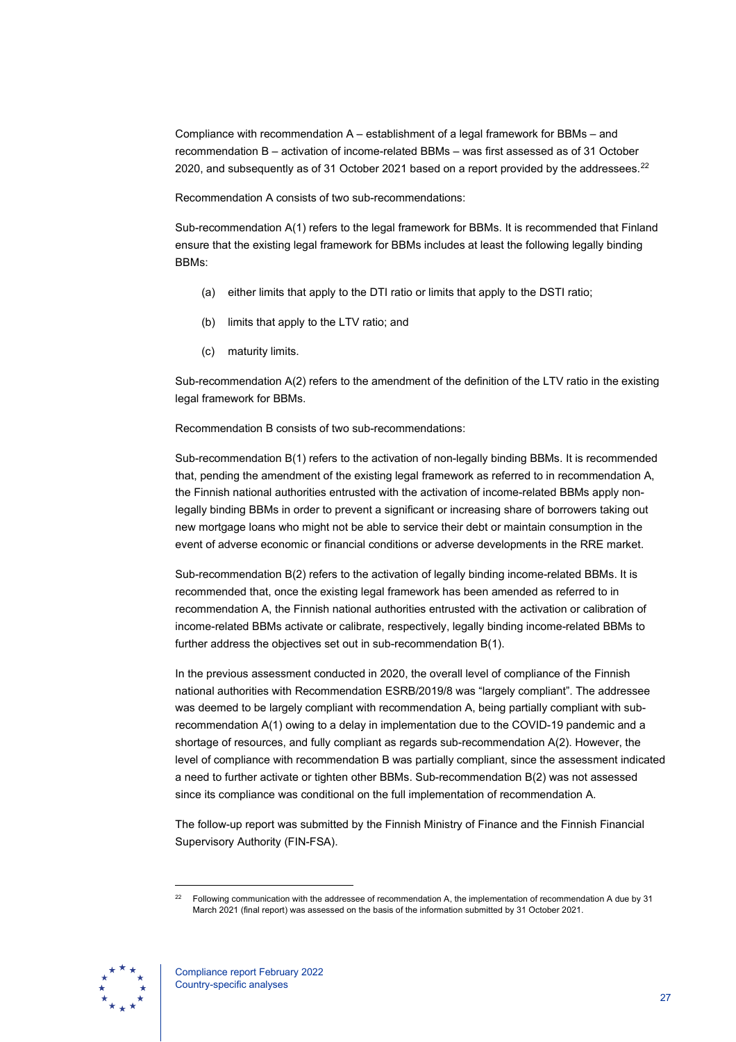Compliance with recommendation A – establishment of a legal framework for BBMs – and recommendation B – activation of income-related BBMs – was first assessed as of 31 October 2020, and subsequently as of 31 October 2021 based on a report provided by the addressees.[22]

Recommendation A consists of two sub-recommendations:

Sub-recommendation A(1) refers to the legal framework for BBMs. It is recommended that Finland ensure that the existing legal framework for BBMs includes at least the following legally binding BBMs:

(a) either limits that apply to the DTI ratio or limits that apply to the DSTI ratio;

(b) limits that apply to the LTV ratio; and

(c) maturity limits.

Sub-recommendation A(2) refers to the amendment of the definition of the LTV ratio in the existing legal framework for BBMs.

Recommendation B consists of two sub-recommendations:

Sub-recommendation B(1) refers to the activation of non-legally binding BBMs. It is recommended that, pending the amendment of the existing legal framework as referred to in recommendation A, the Finnish national authorities entrusted with the activation of income-related BBMs apply non-legally binding BBMs in order to prevent a significant or increasing share of borrowers taking out new mortgage loans who might not be able to service their debt or maintain consumption in the event of adverse economic or financial conditions or adverse developments in the RRE market.

Sub-recommendation B(2) refers to the activation of legally binding income-related BBMs. It is recommended that, once the existing legal framework has been amended as referred to in recommendation A, the Finnish national authorities entrusted with the activation or calibration of income-related BBMs activate or calibrate, respectively, legally binding income-related BBMs to further address the objectives set out in sub-recommendation B(1).

In the previous assessment conducted in 2020, the overall level of compliance of the Finnish national authorities with Recommendation ESRB/2019/8 was "largely compliant". The addressee was deemed to be largely compliant with recommendation A, being partially compliant with sub-recommendation A(1) owing to a delay in implementation due to the COVID-19 pandemic and a shortage of resources, and fully compliant as regards sub-recommendation A(2). However, the level of compliance with recommendation B was partially compliant, since the assessment indicated a need to further activate or tighten other BBMs. Sub-recommendation B(2) was not assessed since its compliance was conditional on the full implementation of recommendation A.

The follow-up report was submitted by the Finnish Ministry of Finance and the Finnish Financial Supervisory Authority (FIN-FSA).

[22] Following communication with the addressee of recommendation A, the implementation of recommendation A due by 31 March 2021 (final report) was assessed on the basis of the information submitted by 31 October 2021.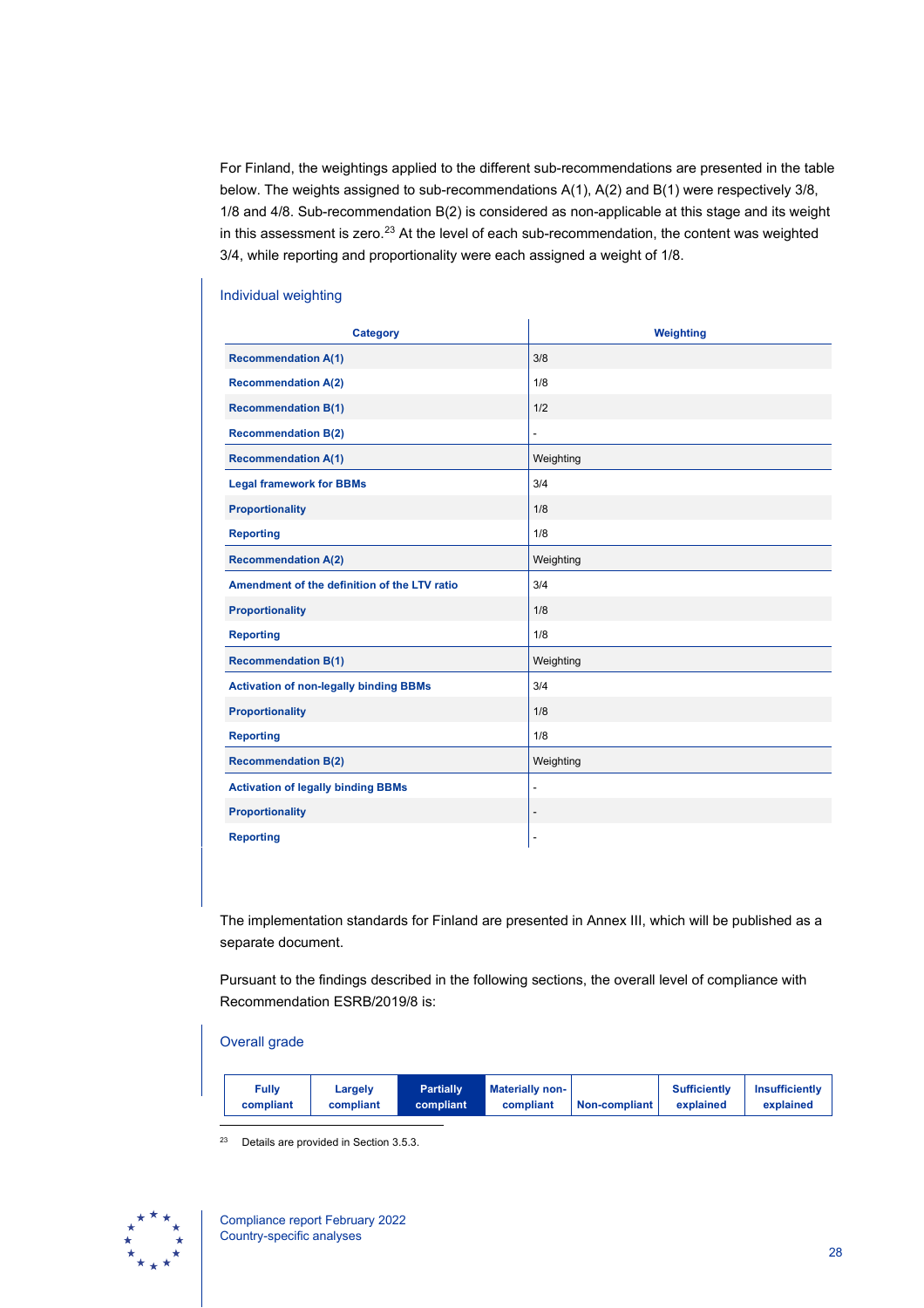For Finland, the weightings applied to the different sub-recommendations are presented in the table below. The weights assigned to sub-recommendations A(1), A(2) and B(1) were respectively 3/8, 1/8 and 4/8. Sub-recommendation B(2) is considered as non-applicable at this stage and its weight in this assessment is zero.[23] At the level of each sub-recommendation, the content was weighted 3/4, while reporting and proportionality were each assigned a weight of 1/8.

### Individual weighting

| Category | Weighting |
|---|---|
| **Recommendation A(1)** | 3/8 |
| **Recommendation A(2)** | 1/8 |
| **Recommendation B(1)** | 1/2 |
| **Recommendation B(2)** | - |
| **Recommendation A(1)** | Weighting |
| **Legal framework for BBMs** | 3/4 |
| **Proportionality** | 1/8 |
| **Reporting** | 1/8 |
| **Recommendation A(2)** | Weighting |
| **Amendment of the definition of the LTV ratio** | 3/4 |
| **Proportionality** | 1/8 |
| **Reporting** | 1/8 |
| **Recommendation B(1)** | Weighting |
| **Activation of non-legally binding BBMs** | 3/4 |
| **Proportionality** | 1/8 |
| **Reporting** | 1/8 |
| **Recommendation B(2)** | Weighting |
| **Activation of legally binding BBMs** | - |
| **Proportionality** | - |
| **Reporting** | - |

The implementation standards for Finland are presented in Annex III, which will be published as a separate document.

Pursuant to the findings described in the following sections, the overall level of compliance with Recommendation ESRB/2019/8 is:

### Overall grade

| Fully compliant | Largely compliant | **Partially compliant** | Materially non-compliant | Non-compliant | Sufficiently explained | Insufficiently explained |
|---|---|---|---|---|---|---|

[23] Details are provided in Section 3.5.3.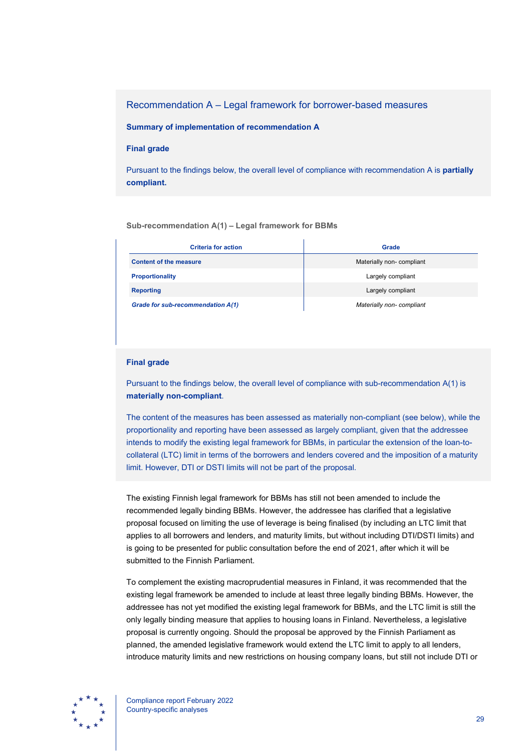## Recommendation A – Legal framework for borrower-based measures

**Summary of implementation of recommendation A**

**Final grade**

Pursuant to the findings below, the overall level of compliance with recommendation A is **partially compliant.**

### Sub-recommendation A(1) – Legal framework for BBMs

| Criteria for action | Grade |
|---|---|
| **Content of the measure** | Materially non- compliant |
| **Proportionality** | Largely compliant |
| **Reporting** | Largely compliant |
| ***Grade for sub-recommendation A(1)*** | *Materially non- compliant* |

**Final grade**

Pursuant to the findings below, the overall level of compliance with sub-recommendation A(1) is **materially non-compliant**.

The content of the measures has been assessed as materially non-compliant (see below), while the proportionality and reporting have been assessed as largely compliant, given that the addressee intends to modify the existing legal framework for BBMs, in particular the extension of the loan-to-collateral (LTC) limit in terms of the borrowers and lenders covered and the imposition of a maturity limit. However, DTI or DSTI limits will not be part of the proposal.

The existing Finnish legal framework for BBMs has still not been amended to include the recommended legally binding BBMs. However, the addressee has clarified that a legislative proposal focused on limiting the use of leverage is being finalised (by including an LTC limit that applies to all borrowers and lenders, and maturity limits, but without including DTI/DSTI limits) and is going to be presented for public consultation before the end of 2021, after which it will be submitted to the Finnish Parliament.

To complement the existing macroprudential measures in Finland, it was recommended that the existing legal framework be amended to include at least three legally binding BBMs. However, the addressee has not yet modified the existing legal framework for BBMs, and the LTC limit is still the only legally binding measure that applies to housing loans in Finland. Nevertheless, a legislative proposal is currently ongoing. Should the proposal be approved by the Finnish Parliament as planned, the amended legislative framework would extend the LTC limit to apply to all lenders, introduce maturity limits and new restrictions on housing company loans, but still not include DTI or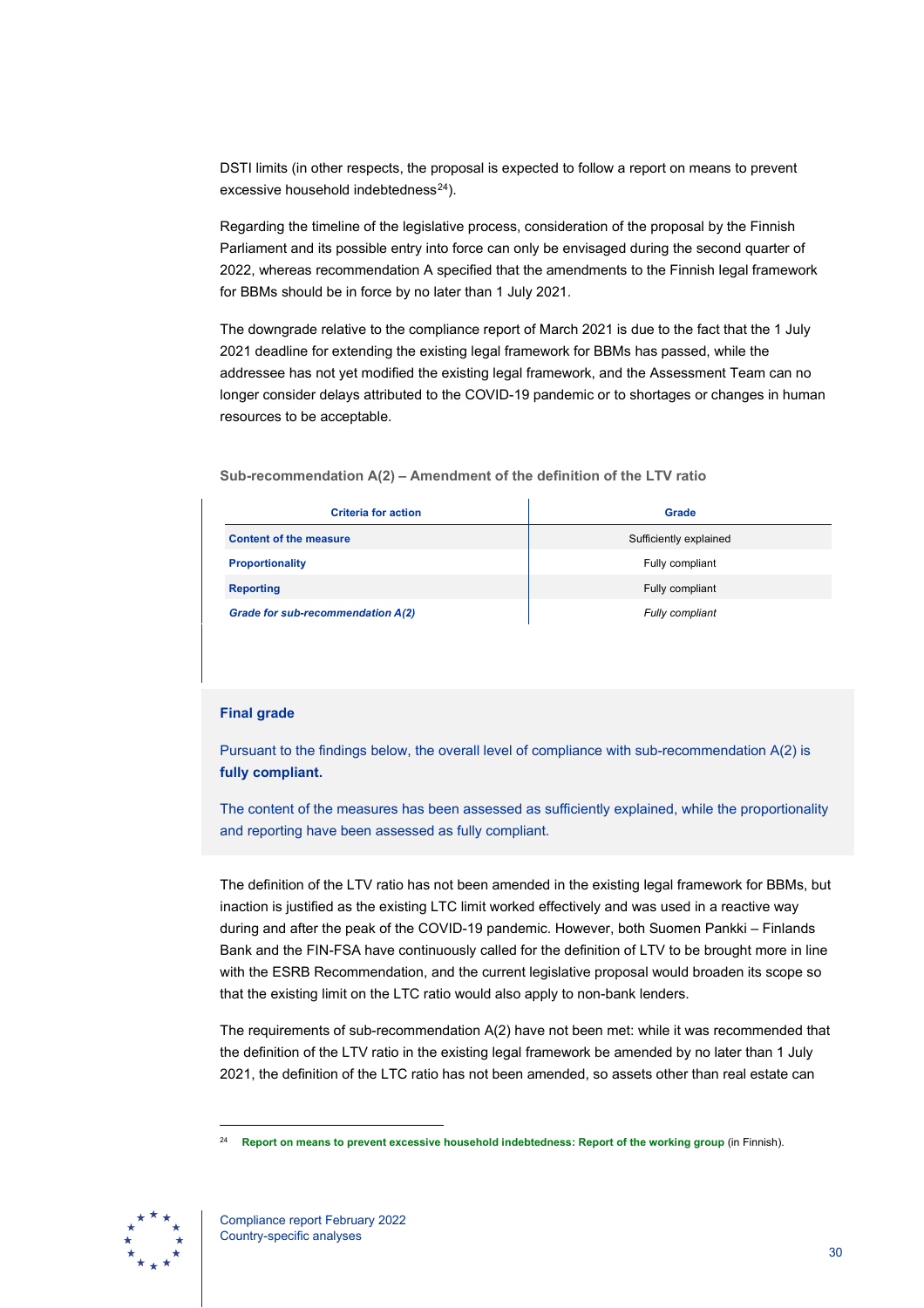DSTI limits (in other respects, the proposal is expected to follow a report on means to prevent excessive household indebtedness[24]).

Regarding the timeline of the legislative process, consideration of the proposal by the Finnish Parliament and its possible entry into force can only be envisaged during the second quarter of 2022, whereas recommendation A specified that the amendments to the Finnish legal framework for BBMs should be in force by no later than 1 July 2021.

The downgrade relative to the compliance report of March 2021 is due to the fact that the 1 July 2021 deadline for extending the existing legal framework for BBMs has passed, while the addressee has not yet modified the existing legal framework, and the Assessment Team can no longer consider delays attributed to the COVID-19 pandemic or to shortages or changes in human resources to be acceptable.

#### Sub-recommendation A(2) – Amendment of the definition of the LTV ratio

| Criteria for action | Grade |
|---|---|
| **Content of the measure** | Sufficiently explained |
| **Proportionality** | Fully compliant |
| **Reporting** | Fully compliant |
| ***Grade for sub-recommendation A(2)*** | *Fully compliant* |

**Final grade**

Pursuant to the findings below, the overall level of compliance with sub-recommendation A(2) is **fully compliant.**

The content of the measures has been assessed as sufficiently explained, while the proportionality and reporting have been assessed as fully compliant.

The definition of the LTV ratio has not been amended in the existing legal framework for BBMs, but inaction is justified as the existing LTC limit worked effectively and was used in a reactive way during and after the peak of the COVID-19 pandemic. However, both Suomen Pankki – Finlands Bank and the FIN-FSA have continuously called for the definition of LTV to be brought more in line with the ESRB Recommendation, and the current legislative proposal would broaden its scope so that the existing limit on the LTC ratio would also apply to non-bank lenders.

The requirements of sub-recommendation A(2) have not been met: while it was recommended that the definition of the LTV ratio in the existing legal framework be amended by no later than 1 July 2021, the definition of the LTC ratio has not been amended, so assets other than real estate can

[24] Report on means to prevent excessive household indebtedness: Report of the working group (in Finnish).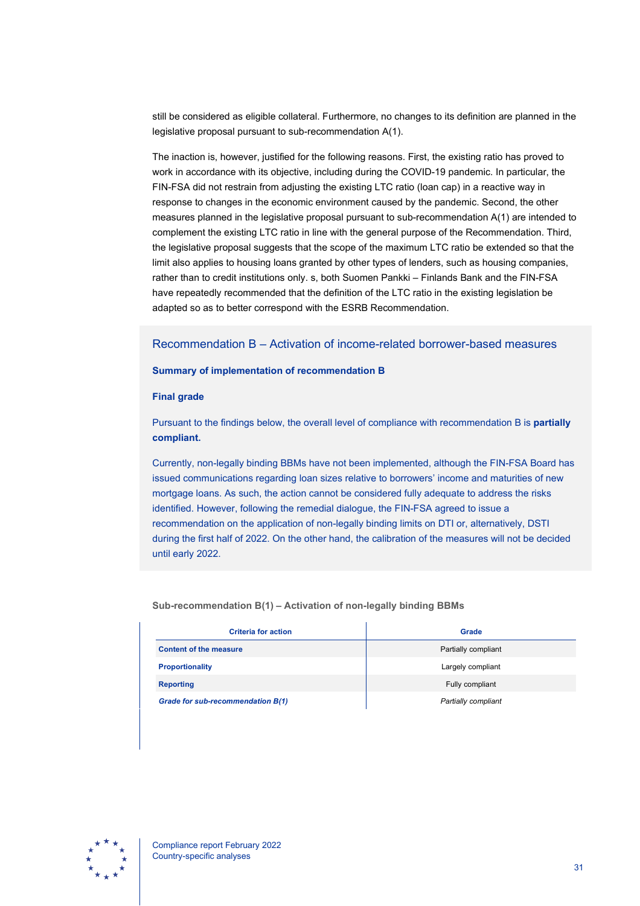still be considered as eligible collateral. Furthermore, no changes to its definition are planned in the legislative proposal pursuant to sub-recommendation A(1).

The inaction is, however, justified for the following reasons. First, the existing ratio has proved to work in accordance with its objective, including during the COVID-19 pandemic. In particular, the FIN-FSA did not restrain from adjusting the existing LTC ratio (loan cap) in a reactive way in response to changes in the economic environment caused by the pandemic. Second, the other measures planned in the legislative proposal pursuant to sub-recommendation A(1) are intended to complement the existing LTC ratio in line with the general purpose of the Recommendation. Third, the legislative proposal suggests that the scope of the maximum LTC ratio be extended so that the limit also applies to housing loans granted by other types of lenders, such as housing companies, rather than to credit institutions only. s, both Suomen Pankki – Finlands Bank and the FIN-FSA have repeatedly recommended that the definition of the LTC ratio in the existing legislation be adapted so as to better correspond with the ESRB Recommendation.

## Recommendation B – Activation of income-related borrower-based measures

**Summary of implementation of recommendation B**

**Final grade**

Pursuant to the findings below, the overall level of compliance with recommendation B is **partially compliant.**

Currently, non-legally binding BBMs have not been implemented, although the FIN-FSA Board has issued communications regarding loan sizes relative to borrowers' income and maturities of new mortgage loans. As such, the action cannot be considered fully adequate to address the risks identified. However, following the remedial dialogue, the FIN-FSA agreed to issue a recommendation on the application of non-legally binding limits on DTI or, alternatively, DSTI during the first half of 2022. On the other hand, the calibration of the measures will not be decided until early 2022.

**Sub-recommendation B(1) – Activation of non-legally binding BBMs**

| Criteria for action | Grade |
|---|---|
| **Content of the measure** | Partially compliant |
| **Proportionality** | Largely compliant |
| **Reporting** | Fully compliant |
| ***Grade for sub-recommendation B(1)*** | *Partially compliant* |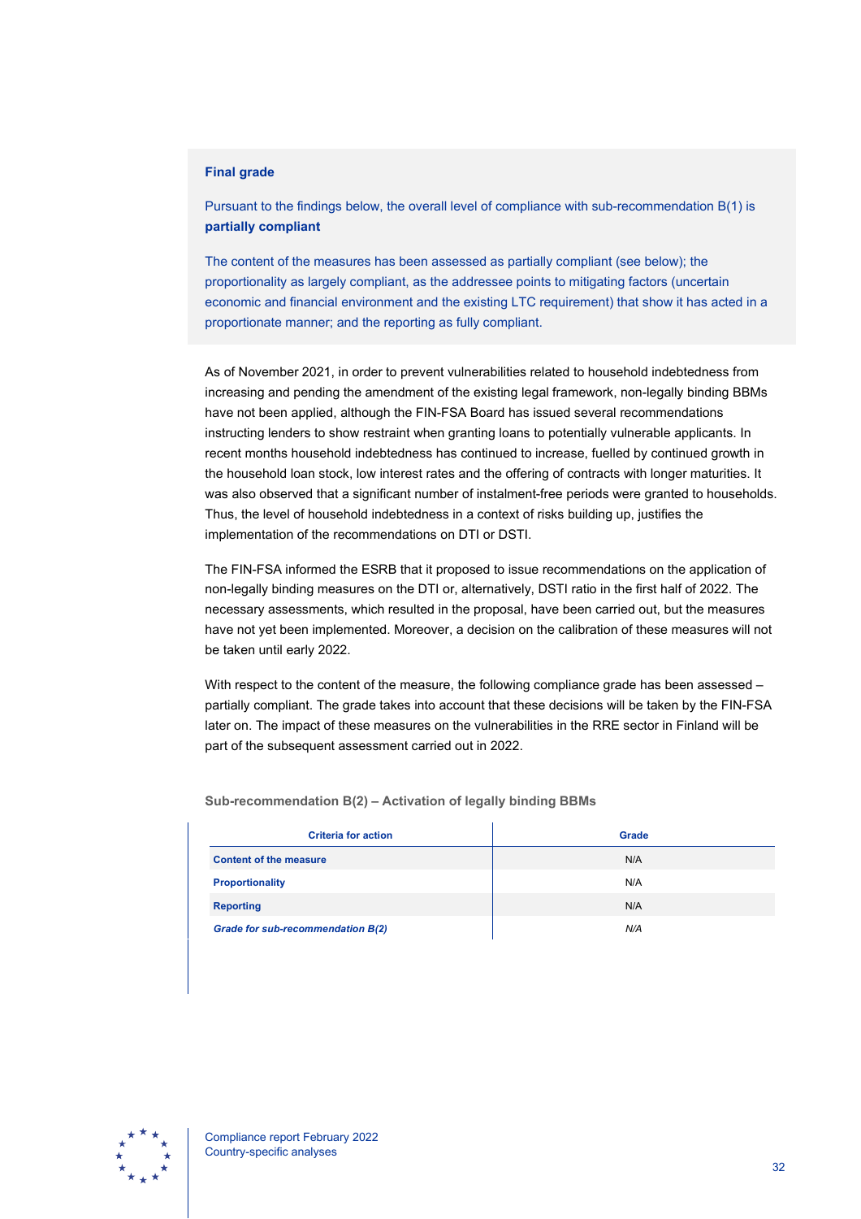**Final grade**

Pursuant to the findings below, the overall level of compliance with sub-recommendation B(1) is **partially compliant**

The content of the measures has been assessed as partially compliant (see below); the proportionality as largely compliant, as the addressee points to mitigating factors (uncertain economic and financial environment and the existing LTC requirement) that show it has acted in a proportionate manner; and the reporting as fully compliant.

As of November 2021, in order to prevent vulnerabilities related to household indebtedness from increasing and pending the amendment of the existing legal framework, non-legally binding BBMs have not been applied, although the FIN-FSA Board has issued several recommendations instructing lenders to show restraint when granting loans to potentially vulnerable applicants. In recent months household indebtedness has continued to increase, fuelled by continued growth in the household loan stock, low interest rates and the offering of contracts with longer maturities. It was also observed that a significant number of instalment-free periods were granted to households. Thus, the level of household indebtedness in a context of risks building up, justifies the implementation of the recommendations on DTI or DSTI.

The FIN-FSA informed the ESRB that it proposed to issue recommendations on the application of non-legally binding measures on the DTI or, alternatively, DSTI ratio in the first half of 2022. The necessary assessments, which resulted in the proposal, have been carried out, but the measures have not yet been implemented. Moreover, a decision on the calibration of these measures will not be taken until early 2022.

With respect to the content of the measure, the following compliance grade has been assessed – partially compliant. The grade takes into account that these decisions will be taken by the FIN-FSA later on. The impact of these measures on the vulnerabilities in the RRE sector in Finland will be part of the subsequent assessment carried out in 2022.

**Sub-recommendation B(2) – Activation of legally binding BBMs**

| Criteria for action | Grade |
|---|---|
| **Content of the measure** | N/A |
| **Proportionality** | N/A |
| **Reporting** | N/A |
| ***Grade for sub-recommendation B(2)*** | *N/A* |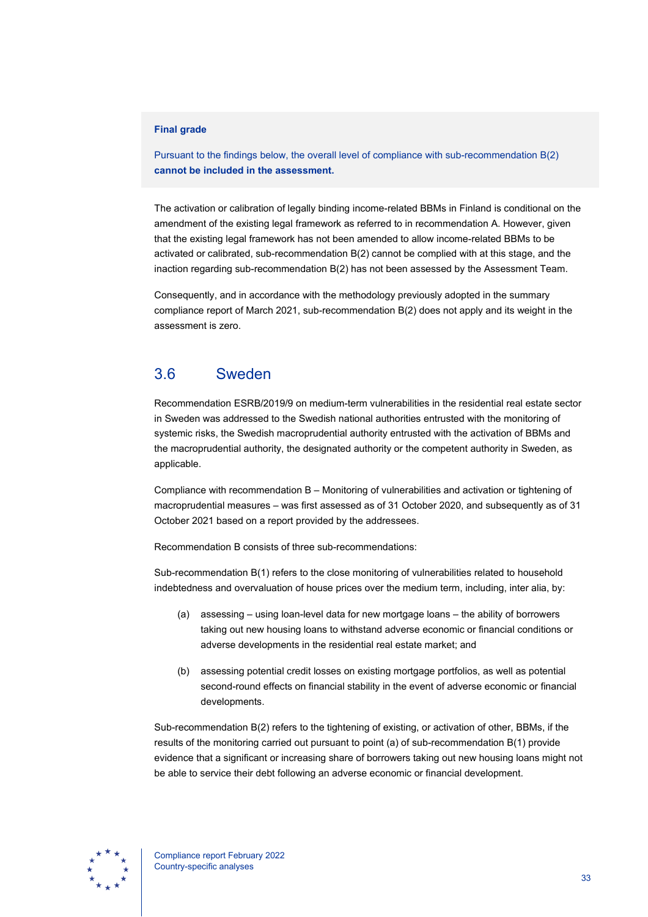**Final grade**

Pursuant to the findings below, the overall level of compliance with sub-recommendation B(2) **cannot be included in the assessment.**

The activation or calibration of legally binding income-related BBMs in Finland is conditional on the amendment of the existing legal framework as referred to in recommendation A. However, given that the existing legal framework has not been amended to allow income-related BBMs to be activated or calibrated, sub-recommendation B(2) cannot be complied with at this stage, and the inaction regarding sub-recommendation B(2) has not been assessed by the Assessment Team.

Consequently, and in accordance with the methodology previously adopted in the summary compliance report of March 2021, sub-recommendation B(2) does not apply and its weight in the assessment is zero.

## 3.6 Sweden

Recommendation ESRB/2019/9 on medium-term vulnerabilities in the residential real estate sector in Sweden was addressed to the Swedish national authorities entrusted with the monitoring of systemic risks, the Swedish macroprudential authority entrusted with the activation of BBMs and the macroprudential authority, the designated authority or the competent authority in Sweden, as applicable.

Compliance with recommendation B – Monitoring of vulnerabilities and activation or tightening of macroprudential measures – was first assessed as of 31 October 2020, and subsequently as of 31 October 2021 based on a report provided by the addressees.

Recommendation B consists of three sub-recommendations:

Sub-recommendation B(1) refers to the close monitoring of vulnerabilities related to household indebtedness and overvaluation of house prices over the medium term, including, inter alia, by:

(a) assessing – using loan-level data for new mortgage loans – the ability of borrowers taking out new housing loans to withstand adverse economic or financial conditions or adverse developments in the residential real estate market; and

(b) assessing potential credit losses on existing mortgage portfolios, as well as potential second-round effects on financial stability in the event of adverse economic or financial developments.

Sub-recommendation B(2) refers to the tightening of existing, or activation of other, BBMs, if the results of the monitoring carried out pursuant to point (a) of sub-recommendation B(1) provide evidence that a significant or increasing share of borrowers taking out new housing loans might not be able to service their debt following an adverse economic or financial development.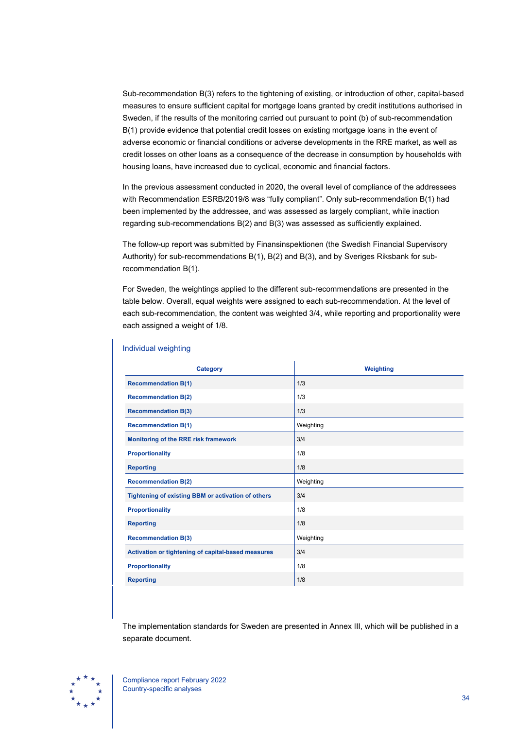Sub-recommendation B(3) refers to the tightening of existing, or introduction of other, capital-based measures to ensure sufficient capital for mortgage loans granted by credit institutions authorised in Sweden, if the results of the monitoring carried out pursuant to point (b) of sub-recommendation B(1) provide evidence that potential credit losses on existing mortgage loans in the event of adverse economic or financial conditions or adverse developments in the RRE market, as well as credit losses on other loans as a consequence of the decrease in consumption by households with housing loans, have increased due to cyclical, economic and financial factors.

In the previous assessment conducted in 2020, the overall level of compliance of the addressees with Recommendation ESRB/2019/8 was "fully compliant". Only sub-recommendation B(1) had been implemented by the addressee, and was assessed as largely compliant, while inaction regarding sub-recommendations B(2) and B(3) was assessed as sufficiently explained.

The follow-up report was submitted by Finansinspektionen (the Swedish Financial Supervisory Authority) for sub-recommendations B(1), B(2) and B(3), and by Sveriges Riksbank for sub-recommendation B(1).

For Sweden, the weightings applied to the different sub-recommendations are presented in the table below. Overall, equal weights were assigned to each sub-recommendation. At the level of each sub-recommendation, the content was weighted 3/4, while reporting and proportionality were each assigned a weight of 1/8.

Individual weighting

| Category | Weighting |
| --- | --- |
| **Recommendation B(1)** | 1/3 |
| **Recommendation B(2)** | 1/3 |
| **Recommendation B(3)** | 1/3 |
| **Recommendation B(1)** | Weighting |
| **Monitoring of the RRE risk framework** | 3/4 |
| **Proportionality** | 1/8 |
| **Reporting** | 1/8 |
| **Recommendation B(2)** | Weighting |
| **Tightening of existing BBM or activation of others** | 3/4 |
| **Proportionality** | 1/8 |
| **Reporting** | 1/8 |
| **Recommendation B(3)** | Weighting |
| **Activation or tightening of capital-based measures** | 3/4 |
| **Proportionality** | 1/8 |
| **Reporting** | 1/8 |

The implementation standards for Sweden are presented in Annex III, which will be published in a separate document.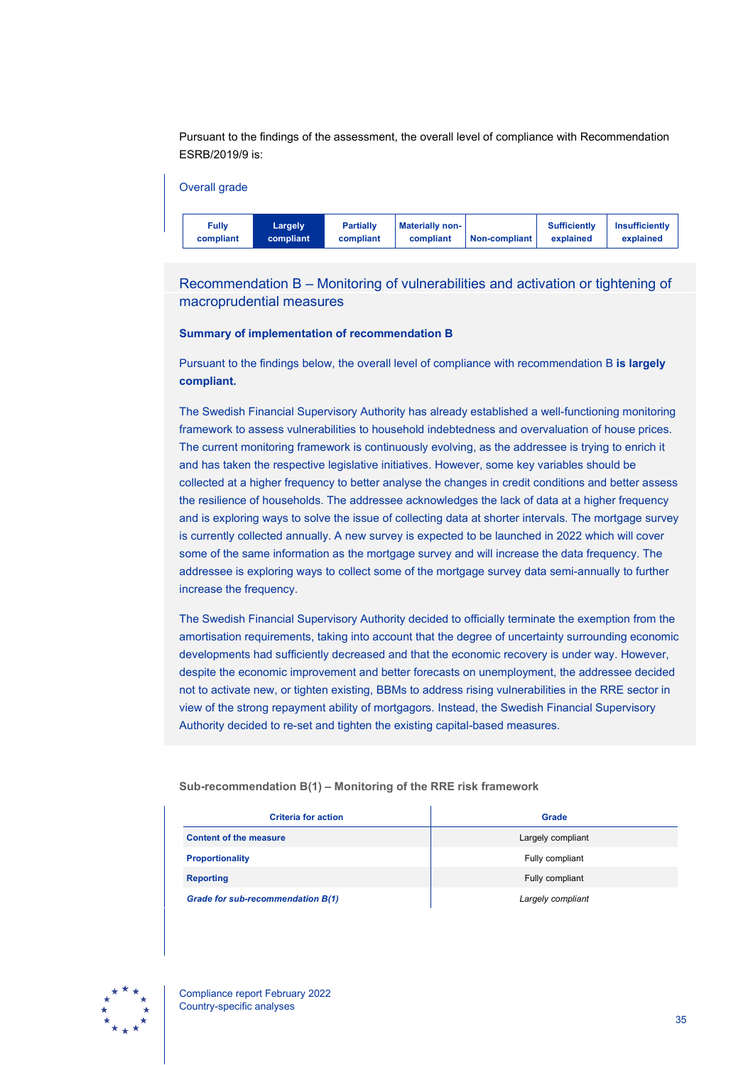Pursuant to the findings of the assessment, the overall level of compliance with Recommendation ESRB/2019/9 is:

Overall grade

| Fully compliant | **Largely compliant** | Partially compliant | Materially non-compliant | Non-compliant | Sufficiently explained | Insufficiently explained |
|---|---|---|---|---|---|---|

## Recommendation B – Monitoring of vulnerabilities and activation or tightening of macroprudential measures

**Summary of implementation of recommendation B**

Pursuant to the findings below, the overall level of compliance with recommendation B **is largely compliant.**

The Swedish Financial Supervisory Authority has already established a well-functioning monitoring framework to assess vulnerabilities to household indebtedness and overvaluation of house prices. The current monitoring framework is continuously evolving, as the addressee is trying to enrich it and has taken the respective legislative initiatives. However, some key variables should be collected at a higher frequency to better analyse the changes in credit conditions and better assess the resilience of households. The addressee acknowledges the lack of data at a higher frequency and is exploring ways to solve the issue of collecting data at shorter intervals. The mortgage survey is currently collected annually. A new survey is expected to be launched in 2022 which will cover some of the same information as the mortgage survey and will increase the data frequency. The addressee is exploring ways to collect some of the mortgage survey data semi-annually to further increase the frequency.

The Swedish Financial Supervisory Authority decided to officially terminate the exemption from the amortisation requirements, taking into account that the degree of uncertainty surrounding economic developments had sufficiently decreased and that the economic recovery is under way. However, despite the economic improvement and better forecasts on unemployment, the addressee decided not to activate new, or tighten existing, BBMs to address rising vulnerabilities in the RRE sector in view of the strong repayment ability of mortgagors. Instead, the Swedish Financial Supervisory Authority decided to re-set and tighten the existing capital-based measures.

**Sub-recommendation B(1) – Monitoring of the RRE risk framework**

| Criteria for action | Grade |
|---|---|
| **Content of the measure** | Largely compliant |
| **Proportionality** | Fully compliant |
| **Reporting** | Fully compliant |
| ***Grade for sub-recommendation B(1)*** | *Largely compliant* |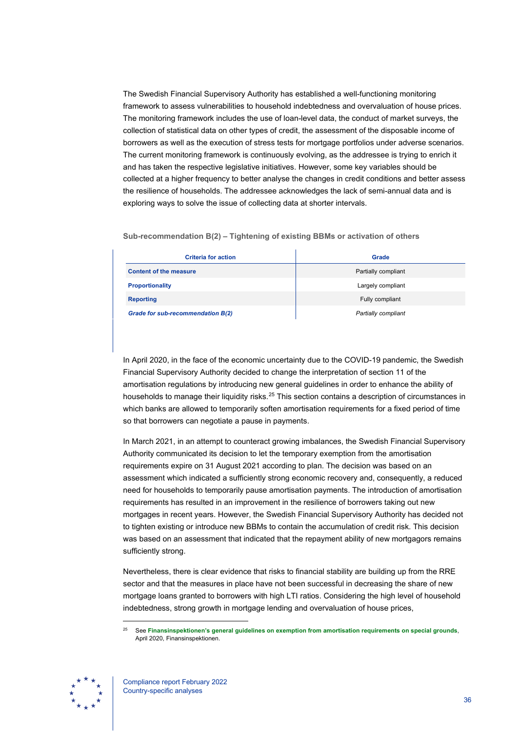The Swedish Financial Supervisory Authority has established a well-functioning monitoring framework to assess vulnerabilities to household indebtedness and overvaluation of house prices. The monitoring framework includes the use of loan-level data, the conduct of market surveys, the collection of statistical data on other types of credit, the assessment of the disposable income of borrowers as well as the execution of stress tests for mortgage portfolios under adverse scenarios. The current monitoring framework is continuously evolving, as the addressee is trying to enrich it and has taken the respective legislative initiatives. However, some key variables should be collected at a higher frequency to better analyse the changes in credit conditions and better assess the resilience of households. The addressee acknowledges the lack of semi-annual data and is exploring ways to solve the issue of collecting data at shorter intervals.

#### Sub-recommendation B(2) – Tightening of existing BBMs or activation of others

| Criteria for action | Grade |
|---|---|
| **Content of the measure** | Partially compliant |
| **Proportionality** | Largely compliant |
| **Reporting** | Fully compliant |
| ***Grade for sub-recommendation B(2)*** | *Partially compliant* |

In April 2020, in the face of the economic uncertainty due to the COVID-19 pandemic, the Swedish Financial Supervisory Authority decided to change the interpretation of section 11 of the amortisation regulations by introducing new general guidelines in order to enhance the ability of households to manage their liquidity risks.[25] This section contains a description of circumstances in which banks are allowed to temporarily soften amortisation requirements for a fixed period of time so that borrowers can negotiate a pause in payments.

In March 2021, in an attempt to counteract growing imbalances, the Swedish Financial Supervisory Authority communicated its decision to let the temporary exemption from the amortisation requirements expire on 31 August 2021 according to plan. The decision was based on an assessment which indicated a sufficiently strong economic recovery and, consequently, a reduced need for households to temporarily pause amortisation payments. The introduction of amortisation requirements has resulted in an improvement in the resilience of borrowers taking out new mortgages in recent years. However, the Swedish Financial Supervisory Authority has decided not to tighten existing or introduce new BBMs to contain the accumulation of credit risk. This decision was based on an assessment that indicated that the repayment ability of new mortgagors remains sufficiently strong.

Nevertheless, there is clear evidence that risks to financial stability are building up from the RRE sector and that the measures in place have not been successful in decreasing the share of new mortgage loans granted to borrowers with high LTI ratios. Considering the high level of household indebtedness, strong growth in mortgage lending and overvaluation of house prices,

---

[25] See **Finansinspektionen's general guidelines on exemption from amortisation requirements on special grounds**, April 2020, Finansinspektionen.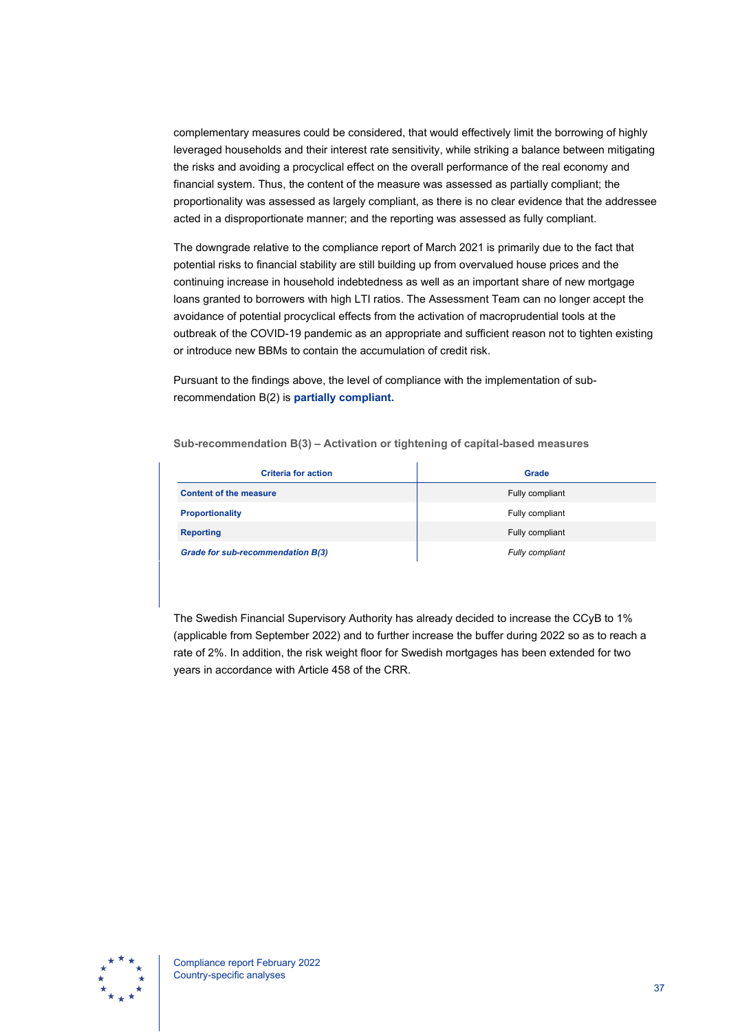complementary measures could be considered, that would effectively limit the borrowing of highly leveraged households and their interest rate sensitivity, while striking a balance between mitigating the risks and avoiding a procyclical effect on the overall performance of the real economy and financial system. Thus, the content of the measure was assessed as partially compliant; the proportionality was assessed as largely compliant, as there is no clear evidence that the addressee acted in a disproportionate manner; and the reporting was assessed as fully compliant.

The downgrade relative to the compliance report of March 2021 is primarily due to the fact that potential risks to financial stability are still building up from overvalued house prices and the continuing increase in household indebtedness as well as an important share of new mortgage loans granted to borrowers with high LTI ratios. The Assessment Team can no longer accept the avoidance of potential procyclical effects from the activation of macroprudential tools at the outbreak of the COVID-19 pandemic as an appropriate and sufficient reason not to tighten existing or introduce new BBMs to contain the accumulation of credit risk.

Pursuant to the findings above, the level of compliance with the implementation of sub-recommendation B(2) is **partially compliant.**

**Sub-recommendation B(3) – Activation or tightening of capital-based measures**

| Criteria for action | Grade |
|---|---|
| **Content of the measure** | Fully compliant |
| **Proportionality** | Fully compliant |
| **Reporting** | Fully compliant |
| ***Grade for sub-recommendation B(3)*** | *Fully compliant* |

The Swedish Financial Supervisory Authority has already decided to increase the CCyB to 1% (applicable from September 2022) and to further increase the buffer during 2022 so as to reach a rate of 2%. In addition, the risk weight floor for Swedish mortgages has been extended for two years in accordance with Article 458 of the CRR.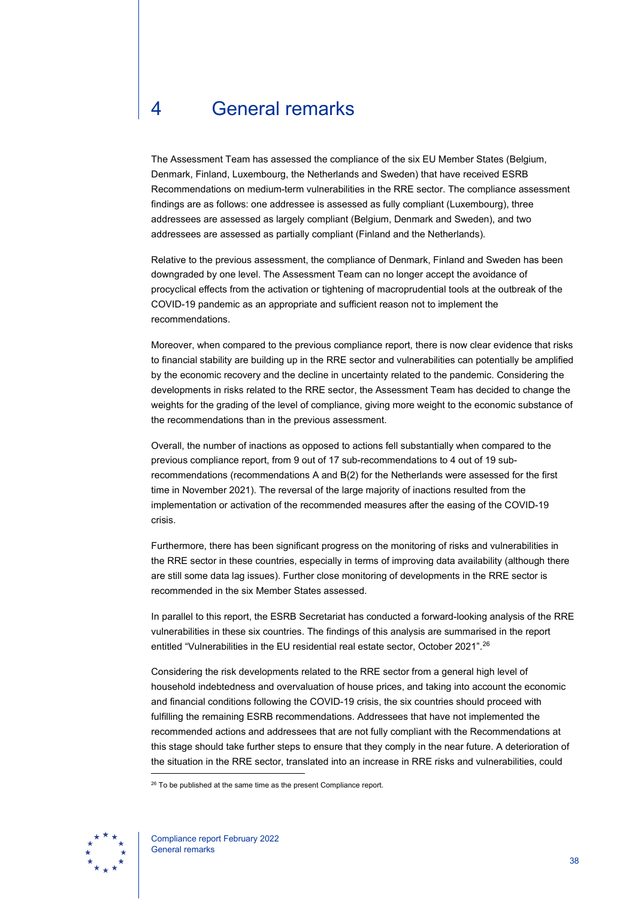# 4 General remarks

The Assessment Team has assessed the compliance of the six EU Member States (Belgium, Denmark, Finland, Luxembourg, the Netherlands and Sweden) that have received ESRB Recommendations on medium-term vulnerabilities in the RRE sector. The compliance assessment findings are as follows: one addressee is assessed as fully compliant (Luxembourg), three addressees are assessed as largely compliant (Belgium, Denmark and Sweden), and two addressees are assessed as partially compliant (Finland and the Netherlands).

Relative to the previous assessment, the compliance of Denmark, Finland and Sweden has been downgraded by one level. The Assessment Team can no longer accept the avoidance of procyclical effects from the activation or tightening of macroprudential tools at the outbreak of the COVID-19 pandemic as an appropriate and sufficient reason not to implement the recommendations.

Moreover, when compared to the previous compliance report, there is now clear evidence that risks to financial stability are building up in the RRE sector and vulnerabilities can potentially be amplified by the economic recovery and the decline in uncertainty related to the pandemic. Considering the developments in risks related to the RRE sector, the Assessment Team has decided to change the weights for the grading of the level of compliance, giving more weight to the economic substance of the recommendations than in the previous assessment.

Overall, the number of inactions as opposed to actions fell substantially when compared to the previous compliance report, from 9 out of 17 sub-recommendations to 4 out of 19 sub-recommendations (recommendations A and B(2) for the Netherlands were assessed for the first time in November 2021). The reversal of the large majority of inactions resulted from the implementation or activation of the recommended measures after the easing of the COVID-19 crisis.

Furthermore, there has been significant progress on the monitoring of risks and vulnerabilities in the RRE sector in these countries, especially in terms of improving data availability (although there are still some data lag issues). Further close monitoring of developments in the RRE sector is recommended in the six Member States assessed.

In parallel to this report, the ESRB Secretariat has conducted a forward-looking analysis of the RRE vulnerabilities in these six countries. The findings of this analysis are summarised in the report entitled "Vulnerabilities in the EU residential real estate sector, October 2021".[26]

Considering the risk developments related to the RRE sector from a general high level of household indebtedness and overvaluation of house prices, and taking into account the economic and financial conditions following the COVID-19 crisis, the six countries should proceed with fulfilling the remaining ESRB recommendations. Addressees that have not implemented the recommended actions and addressees that are not fully compliant with the Recommendations at this stage should take further steps to ensure that they comply in the near future. A deterioration of the situation in the RRE sector, translated into an increase in RRE risks and vulnerabilities, could

[26] To be published at the same time as the present Compliance report.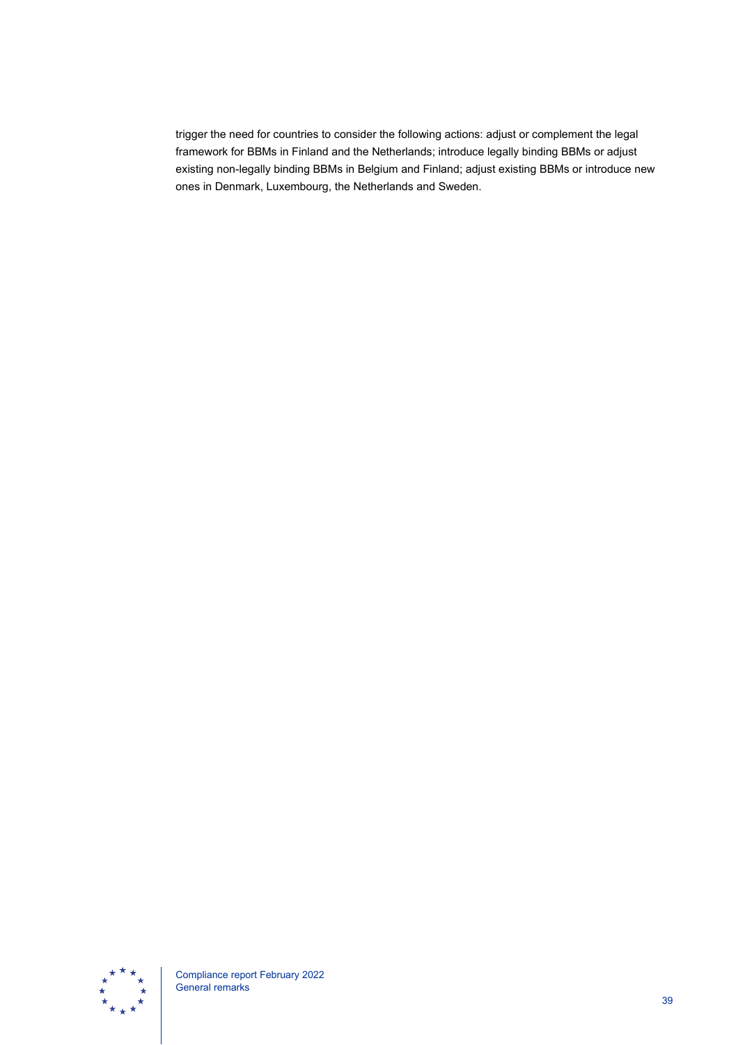trigger the need for countries to consider the following actions: adjust or complement the legal framework for BBMs in Finland and the Netherlands; introduce legally binding BBMs or adjust existing non-legally binding BBMs in Belgium and Finland; adjust existing BBMs or introduce new ones in Denmark, Luxembourg, the Netherlands and Sweden.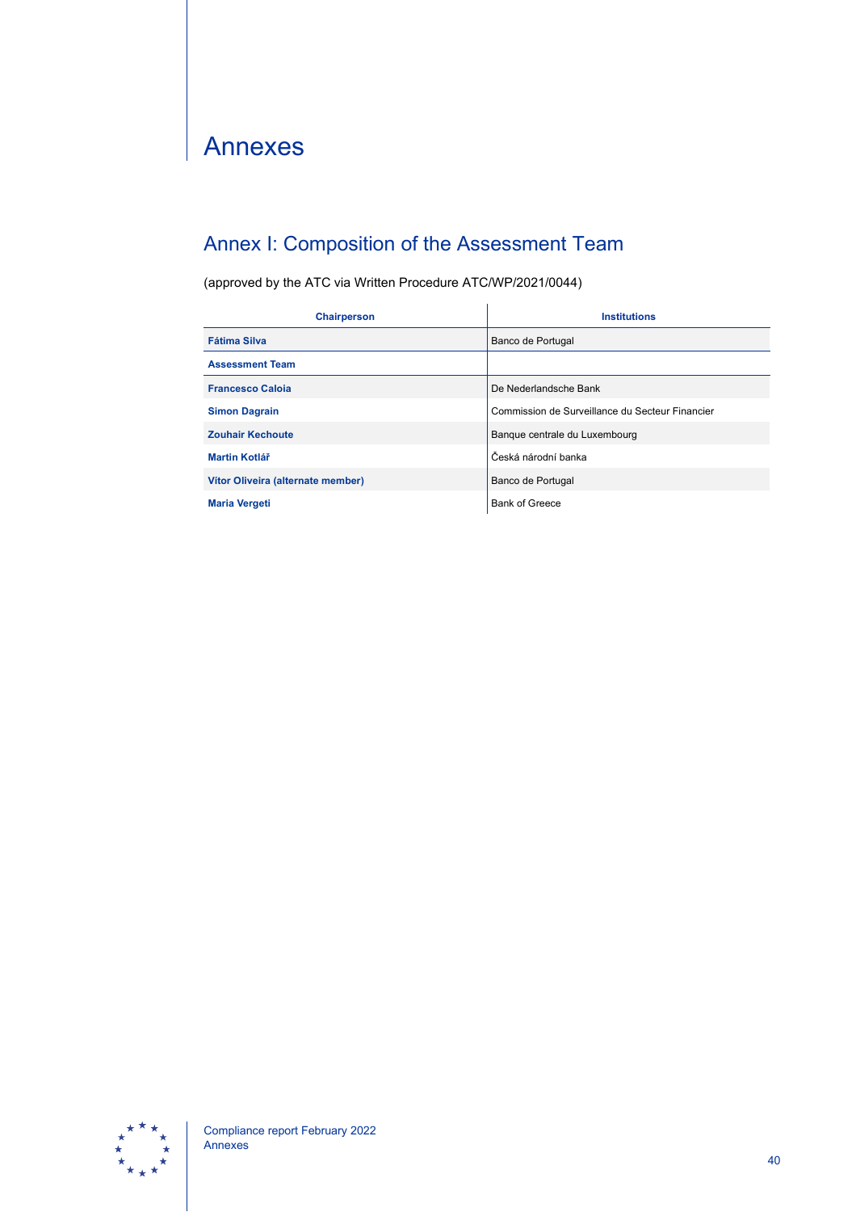# Annexes

## Annex I: Composition of the Assessment Team

(approved by the ATC via Written Procedure ATC/WP/2021/0044)

| Chairperson | Institutions |
|---|---|
| **Fátima Silva** | Banco de Portugal |
| **Assessment Team** | |
| **Francesco Caloia** | De Nederlandsche Bank |
| **Simon Dagrain** | Commission de Surveillance du Secteur Financier |
| **Zouhair Kechoute** | Banque centrale du Luxembourg |
| **Martin Kotlář** | Česká národní banka |
| **Vítor Oliveira (alternate member)** | Banco de Portugal |
| **Maria Vergeti** | Bank of Greece |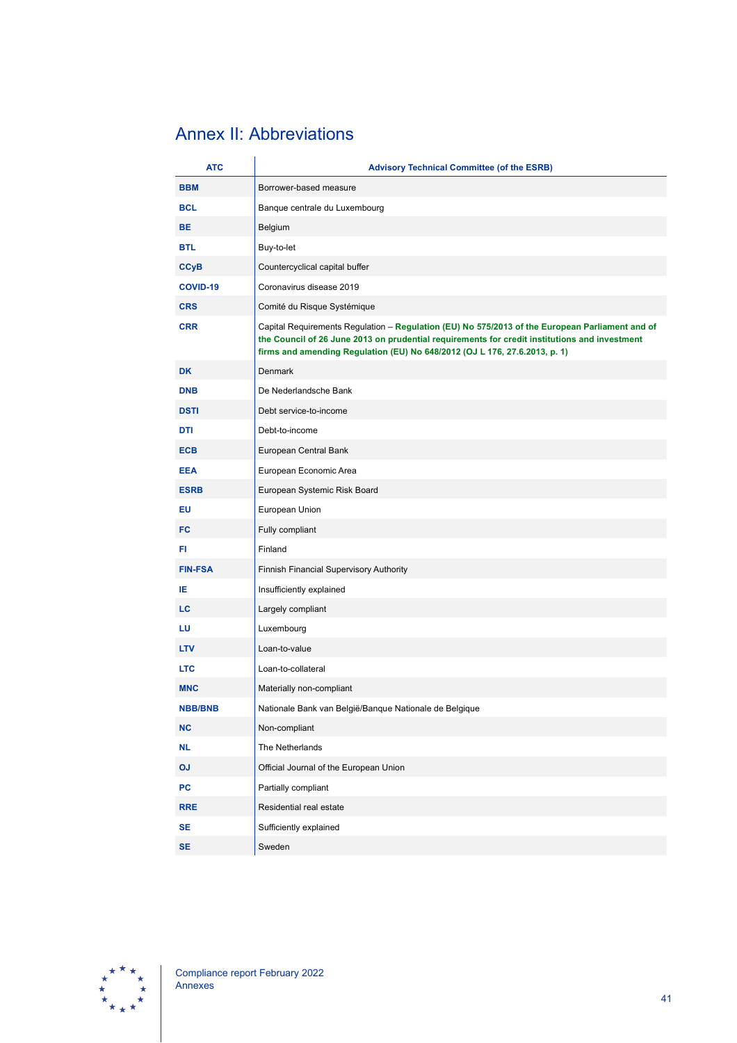# Annex II: Abbreviations

| ATC | Advisory Technical Committee (of the ESRB) |
|---|---|
| **BBM** | Borrower-based measure |
| **BCL** | Banque centrale du Luxembourg |
| **BE** | Belgium |
| **BTL** | Buy-to-let |
| **CCyB** | Countercyclical capital buffer |
| **COVID-19** | Coronavirus disease 2019 |
| **CRS** | Comité du Risque Systémique |
| **CRR** | Capital Requirements Regulation – **Regulation (EU) No 575/2013 of the European Parliament and of the Council of 26 June 2013 on prudential requirements for credit institutions and investment firms and amending Regulation (EU) No 648/2012 (OJ L 176, 27.6.2013, p. 1)** |
| **DK** | Denmark |
| **DNB** | De Nederlandsche Bank |
| **DSTI** | Debt service-to-income |
| **DTI** | Debt-to-income |
| **ECB** | European Central Bank |
| **EEA** | European Economic Area |
| **ESRB** | European Systemic Risk Board |
| **EU** | European Union |
| **FC** | Fully compliant |
| **FI** | Finland |
| **FIN-FSA** | Finnish Financial Supervisory Authority |
| **IE** | Insufficiently explained |
| **LC** | Largely compliant |
| **LU** | Luxembourg |
| **LTV** | Loan-to-value |
| **LTC** | Loan-to-collateral |
| **MNC** | Materially non-compliant |
| **NBB/BNB** | Nationale Bank van België/Banque Nationale de Belgique |
| **NC** | Non-compliant |
| **NL** | The Netherlands |
| **OJ** | Official Journal of the European Union |
| **PC** | Partially compliant |
| **RRE** | Residential real estate |
| **SE** | Sufficiently explained |
| **SE** | Sweden |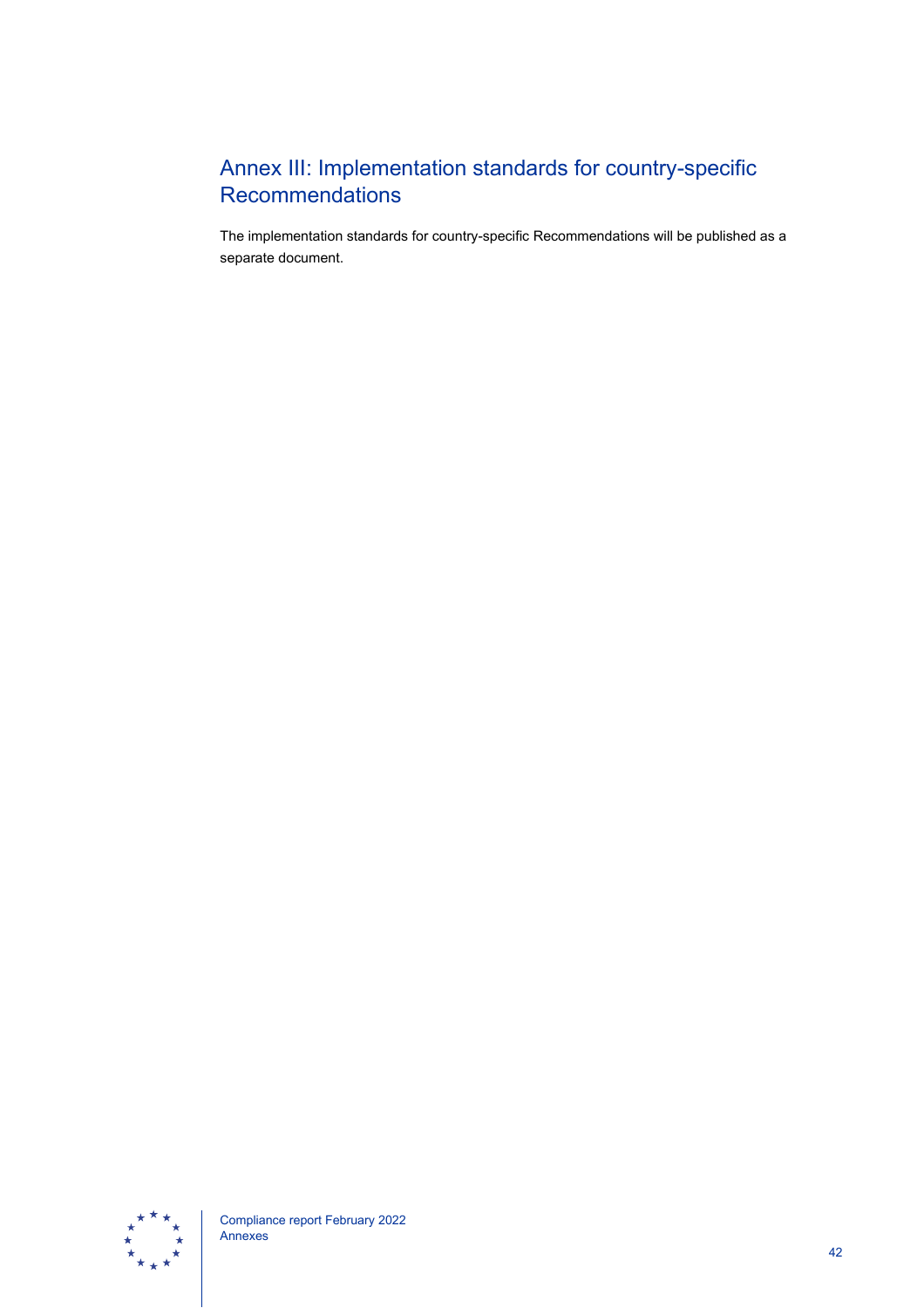## Annex III: Implementation standards for country-specific Recommendations

The implementation standards for country-specific Recommendations will be published as a separate document.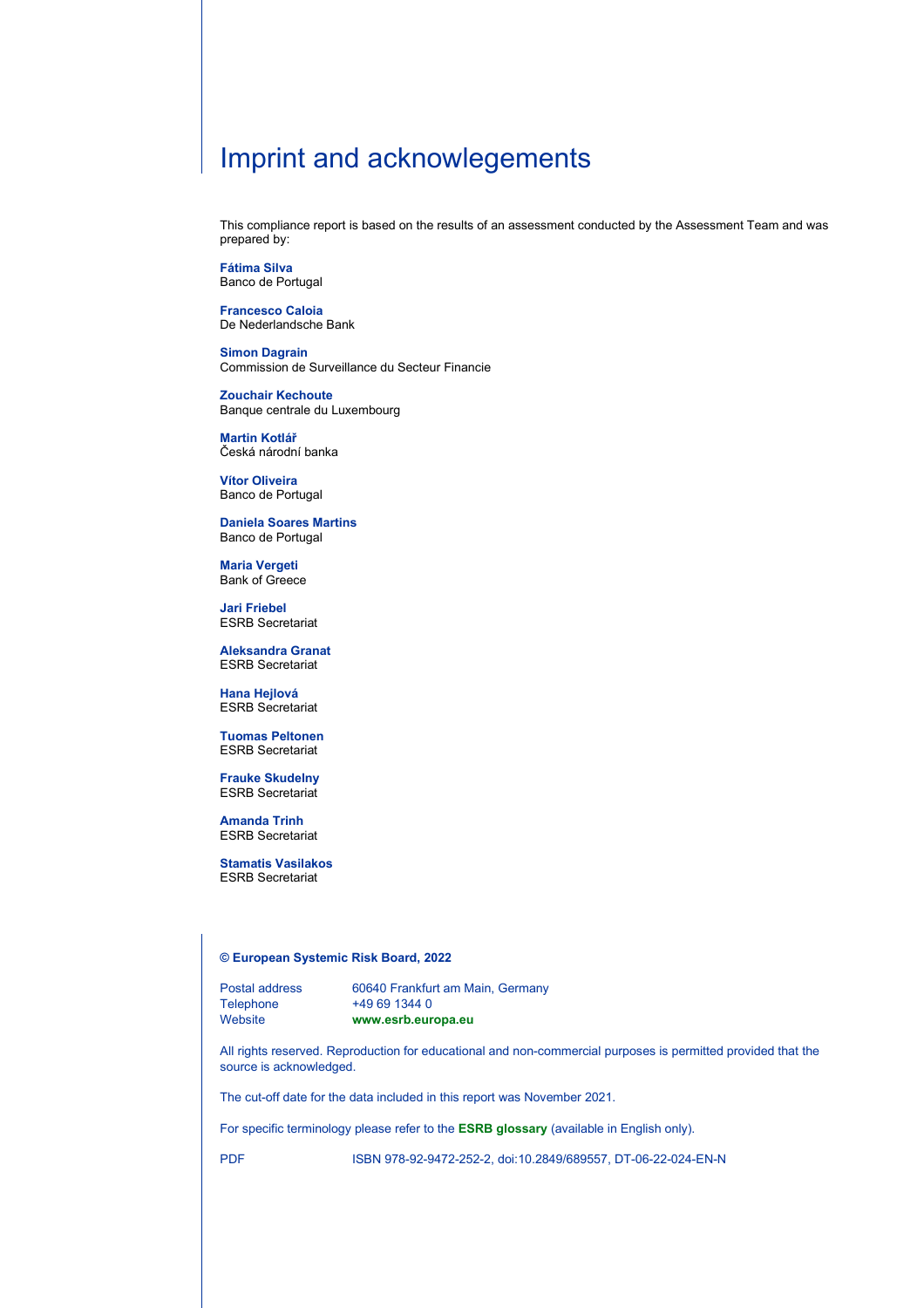# Imprint and acknowlegements

This compliance report is based on the results of an assessment conducted by the Assessment Team and was prepared by:

**Fátima Silva**
Banco de Portugal

**Francesco Caloia**
De Nederlandsche Bank

**Simon Dagrain**
Commission de Surveillance du Secteur Financie

**Zouchair Kechoute**
Banque centrale du Luxembourg

**Martin Kotlář**
Česká národní banka

**Vítor Oliveira**
Banco de Portugal

**Daniela Soares Martins**
Banco de Portugal

**Maria Vergeti**
Bank of Greece

**Jari Friebel**
ESRB Secretariat

**Aleksandra Granat**
ESRB Secretariat

**Hana Hejlová**
ESRB Secretariat

**Tuomas Peltonen**
ESRB Secretariat

**Frauke Skudelny**
ESRB Secretariat

**Amanda Trinh**
ESRB Secretariat

**Stamatis Vasilakos**
ESRB Secretariat

**© European Systemic Risk Board, 2022**

| | |
|---|---|
| Postal address | 60640 Frankfurt am Main, Germany |
| Telephone | +49 69 1344 0 |
| Website | **www.esrb.europa.eu** |

All rights reserved. Reproduction for educational and non-commercial purposes is permitted provided that the source is acknowledged.

The cut-off date for the data included in this report was November 2021.

For specific terminology please refer to the **ESRB glossary** (available in English only).

| | |
|---|---|
| PDF | ISBN 978-92-9472-252-2, doi:10.2849/689557, DT-06-22-024-EN-N |